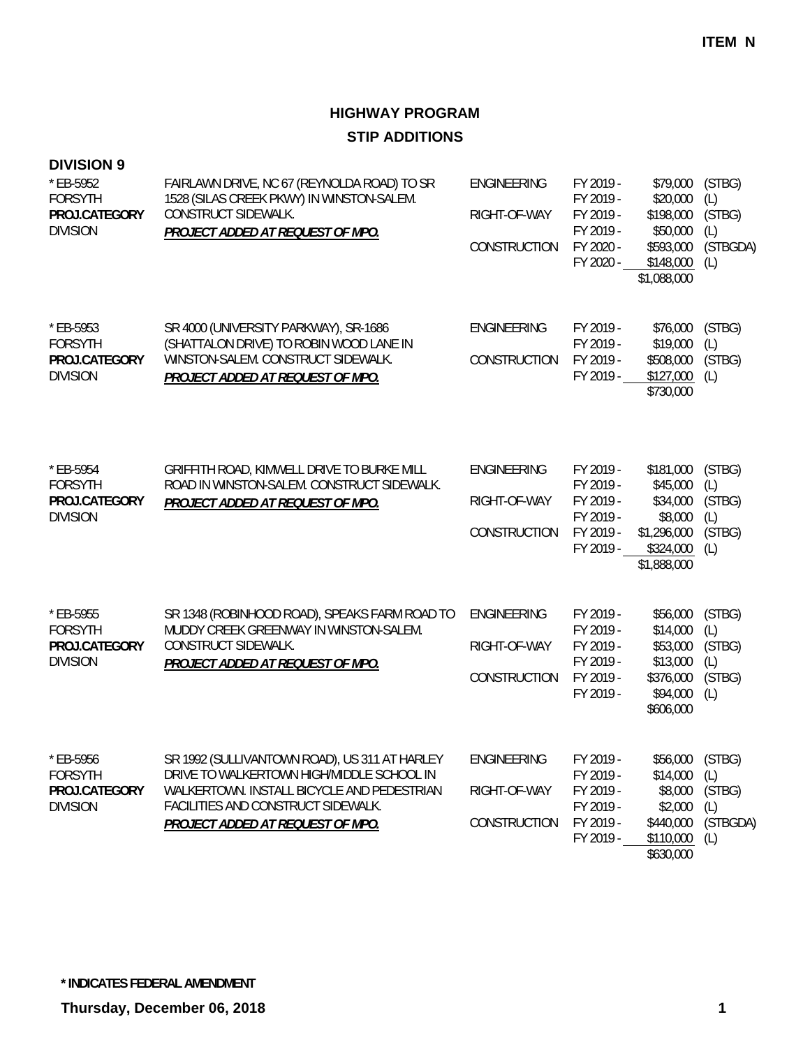ITEM N

# HIGHWAY PROGRAM

## STIP ADDITIONS

### DIVISION 9

| Project | Description | Phase | Fiscal Year | Amount | Fund |
|---|---|---|---|---|---|
| * EB-5952<br>FORSYTH<br>**PROJ.CATEGORY**<br>DIVISION | FAIRLAWN DRIVE, NC 67 (REYNOLDA ROAD) TO SR 1528 (SILAS CREEK PKWY) IN WINSTON-SALEM. CONSTRUCT SIDEWALK.<br>***PROJECT ADDED AT REQUEST OF MPO.*** | ENGINEERING | FY 2019 - | $79,000 | (STBG) |
| | | | FY 2019 - | $20,000 | (L) |
| | | RIGHT-OF-WAY | FY 2019 - | $198,000 | (STBG) |
| | | | FY 2019 - | $50,000 | (L) |
| | | CONSTRUCTION | FY 2020 - | $593,000 | (STBGDA) |
| | | | FY 2020 - | $148,000 | (L) |
| | | | | $1,088,000 | |
| * EB-5953<br>FORSYTH<br>**PROJ.CATEGORY**<br>DIVISION | SR 4000 (UNIVERSITY PARKWAY), SR-1686 (SHATTALON DRIVE) TO ROBIN WOOD LANE IN WINSTON-SALEM. CONSTRUCT SIDEWALK.<br>***PROJECT ADDED AT REQUEST OF MPO.*** | ENGINEERING | FY 2019 - | $76,000 | (STBG) |
| | | | FY 2019 - | $19,000 | (L) |
| | | CONSTRUCTION | FY 2019 - | $508,000 | (STBG) |
| | | | FY 2019 - | $127,000 | (L) |
| | | | | $730,000 | |
| * EB-5954<br>FORSYTH<br>**PROJ.CATEGORY**<br>DIVISION | GRIFFITH ROAD, KIMWELL DRIVE TO BURKE MILL ROAD IN WINSTON-SALEM. CONSTRUCT SIDEWALK.<br>***PROJECT ADDED AT REQUEST OF MPO.*** | ENGINEERING | FY 2019 - | $181,000 | (STBG) |
| | | | FY 2019 - | $45,000 | (L) |
| | | RIGHT-OF-WAY | FY 2019 - | $34,000 | (STBG) |
| | | | FY 2019 - | $8,000 | (L) |
| | | CONSTRUCTION | FY 2019 - | $1,296,000 | (STBG) |
| | | | FY 2019 - | $324,000 | (L) |
| | | | | $1,888,000 | |
| * EB-5955<br>FORSYTH<br>**PROJ.CATEGORY**<br>DIVISION | SR 1348 (ROBINHOOD ROAD), SPEAKS FARM ROAD TO MUDDY CREEK GREENWAY IN WINSTON-SALEM. CONSTRUCT SIDEWALK.<br>***PROJECT ADDED AT REQUEST OF MPO.*** | ENGINEERING | FY 2019 - | $56,000 | (STBG) |
| | | | FY 2019 - | $14,000 | (L) |
| | | RIGHT-OF-WAY | FY 2019 - | $53,000 | (STBG) |
| | | | FY 2019 - | $13,000 | (L) |
| | | CONSTRUCTION | FY 2019 - | $376,000 | (STBG) |
| | | | FY 2019 - | $94,000 | (L) |
| | | | | $606,000 | |
| * EB-5956<br>FORSYTH<br>**PROJ.CATEGORY**<br>DIVISION | SR 1992 (SULLIVANTOWN ROAD), US 311 AT HARLEY DRIVE TO WALKERTOWN HIGH/MIDDLE SCHOOL IN WALKERTOWN. INSTALL BICYCLE AND PEDESTRIAN FACILITIES AND CONSTRUCT SIDEWALK.<br>***PROJECT ADDED AT REQUEST OF MPO.*** | ENGINEERING | FY 2019 - | $56,000 | (STBG) |
| | | | FY 2019 - | $14,000 | (L) |
| | | RIGHT-OF-WAY | FY 2019 - | $8,000 | (STBG) |
| | | | FY 2019 - | $2,000 | (L) |
| | | CONSTRUCTION | FY 2019 - | $440,000 | (STBGDA) |
| | | | FY 2019 - | $110,000 | (L) |
| | | | | $630,000 | |

**\* INDICATES FEDERAL AMENDMENT**

**Thursday, December 06, 2018**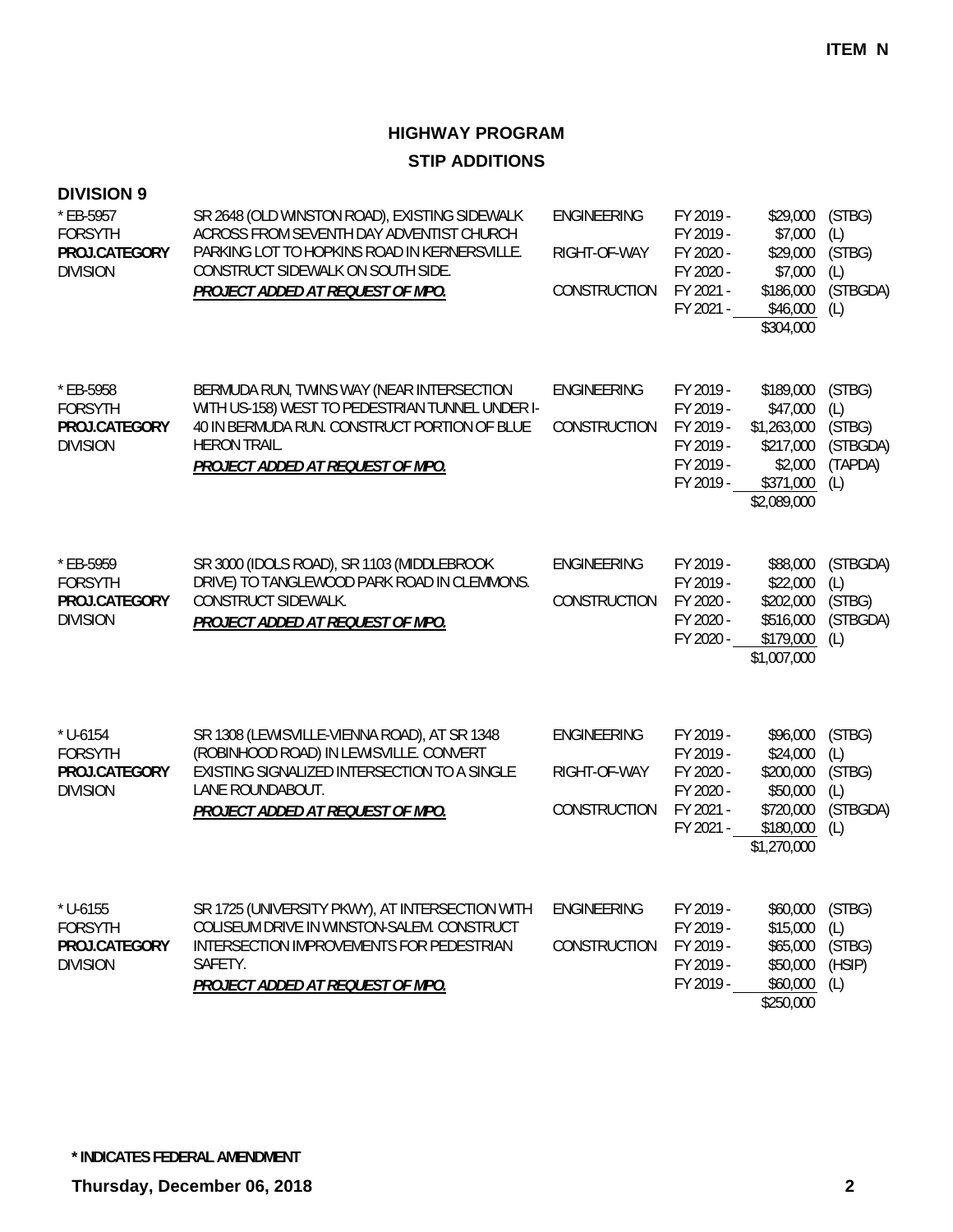**ITEM N**

# HIGHWAY PROGRAM

## STIP ADDITIONS

### DIVISION 9

| Project | Description | Phase | Fiscal Year | Amount | Source |
|---|---|---|---|---|---|
| * EB-5957<br>FORSYTH<br>**PROJ.CATEGORY**<br>DIVISION | SR 2648 (OLD WINSTON ROAD), EXISTING SIDEWALK ACROSS FROM SEVENTH DAY ADVENTIST CHURCH PARKING LOT TO HOPKINS ROAD IN KERNERSVILLE. CONSTRUCT SIDEWALK ON SOUTH SIDE.<br>***PROJECT ADDED AT REQUEST OF MPO.*** | ENGINEERING | FY 2019 - | $29,000 | (STBG) |
| | | | FY 2019 - | $7,000 | (L) |
| | | RIGHT-OF-WAY | FY 2020 - | $29,000 | (STBG) |
| | | | FY 2020 - | $7,000 | (L) |
| | | CONSTRUCTION | FY 2021 - | $186,000 | (STBGDA) |
| | | | FY 2021 - | $46,000 | (L) |
| | | | | $304,000 | |
| * EB-5958<br>FORSYTH<br>**PROJ.CATEGORY**<br>DIVISION | BERMUDA RUN, TWINS WAY (NEAR INTERSECTION WITH US-158) WEST TO PEDESTRIAN TUNNEL UNDER I-40 IN BERMUDA RUN. CONSTRUCT PORTION OF BLUE HERON TRAIL.<br>***PROJECT ADDED AT REQUEST OF MPO.*** | ENGINEERING | FY 2019 - | $189,000 | (STBG) |
| | | | FY 2019 - | $47,000 | (L) |
| | | CONSTRUCTION | FY 2019 - | $1,263,000 | (STBG) |
| | | | FY 2019 - | $217,000 | (STBGDA) |
| | | | FY 2019 - | $2,000 | (TAPDA) |
| | | | FY 2019 - | $371,000 | (L) |
| | | | | $2,089,000 | |
| * EB-5959<br>FORSYTH<br>**PROJ.CATEGORY**<br>DIVISION | SR 3000 (IDOLS ROAD), SR 1103 (MIDDLEBROOK DRIVE) TO TANGLEWOOD PARK ROAD IN CLEMMONS. CONSTRUCT SIDEWALK.<br>***PROJECT ADDED AT REQUEST OF MPO.*** | ENGINEERING | FY 2019 - | $88,000 | (STBGDA) |
| | | | FY 2019 - | $22,000 | (L) |
| | | CONSTRUCTION | FY 2020 - | $202,000 | (STBG) |
| | | | FY 2020 - | $516,000 | (STBGDA) |
| | | | FY 2020 - | $179,000 | (L) |
| | | | | $1,007,000 | |
| * U-6154<br>FORSYTH<br>**PROJ.CATEGORY**<br>DIVISION | SR 1308 (LEWISVILLE-VIENNA ROAD), AT SR 1348 (ROBINHOOD ROAD) IN LEWISVILLE. CONVERT EXISTING SIGNALIZED INTERSECTION TO A SINGLE LANE ROUNDABOUT.<br>***PROJECT ADDED AT REQUEST OF MPO.*** | ENGINEERING | FY 2019 - | $96,000 | (STBG) |
| | | | FY 2019 - | $24,000 | (L) |
| | | RIGHT-OF-WAY | FY 2020 - | $200,000 | (STBG) |
| | | | FY 2020 - | $50,000 | (L) |
| | | CONSTRUCTION | FY 2021 - | $720,000 | (STBGDA) |
| | | | FY 2021 - | $180,000 | (L) |
| | | | | $1,270,000 | |
| * U-6155<br>FORSYTH<br>**PROJ.CATEGORY**<br>DIVISION | SR 1725 (UNIVERSITY PKWY), AT INTERSECTION WITH COLISEUM DRIVE IN WINSTON-SALEM. CONSTRUCT INTERSECTION IMPROVEMENTS FOR PEDESTRIAN SAFETY.<br>***PROJECT ADDED AT REQUEST OF MPO.*** | ENGINEERING | FY 2019 - | $60,000 | (STBG) |
| | | | FY 2019 - | $15,000 | (L) |
| | | CONSTRUCTION | FY 2019 - | $65,000 | (STBG) |
| | | | FY 2019 - | $50,000 | (HSIP) |
| | | | FY 2019 - | $60,000 | (L) |
| | | | | $250,000 | |

**\* INDICATES FEDERAL AMENDMENT**

**Thursday, December 06, 2018**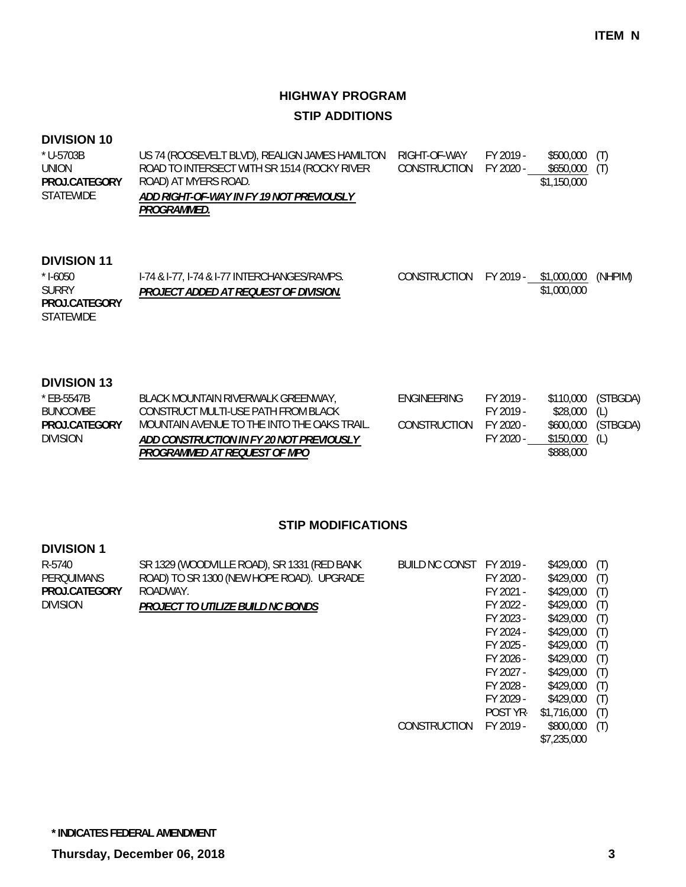# HIGHWAY PROGRAM

## STIP ADDITIONS

### DIVISION 10

| | | | | | |
|---|---|---|---|---|---|
| * U-5703B<br>UNION<br>**PROJ.CATEGORY**<br>STATEWIDE | US 74 (ROOSEVELT BLVD), REALIGN JAMES HAMILTON ROAD TO INTERSECT WITH SR 1514 (ROCKY RIVER ROAD) AT MYERS ROAD.<br>***ADD RIGHT-OF-WAY IN FY 19 NOT PREVIOUSLY PROGRAMMED.*** | RIGHT-OF-WAY | FY 2019 - | $500,000 | (T) |
| | | CONSTRUCTION | FY 2020 - | $650,000 | (T) |
| | | | | $1,150,000 | |

### DIVISION 11

| | | | | | |
|---|---|---|---|---|---|
| * I-6050<br>SURRY<br>**PROJ.CATEGORY**<br>STATEWIDE | I-74 & I-77, I-74 & I-77 INTERCHANGES/RAMPS.<br>***PROJECT ADDED AT REQUEST OF DIVISION.*** | CONSTRUCTION | FY 2019 - | $1,000,000 | (NHPIM) |
| | | | | $1,000,000 | |

### DIVISION 13

| | | | | | |
|---|---|---|---|---|---|
| * EB-5547B<br>BUNCOMBE<br>**PROJ.CATEGORY**<br>DIVISION | BLACK MOUNTAIN RIVERWALK GREENWAY, CONSTRUCT MULTI-USE PATH FROM BLACK MOUNTAIN AVENUE TO THE INTO THE OAKS TRAIL.<br>***ADD CONSTRUCTION IN FY 20 NOT PREVIOUSLY PROGRAMMED AT REQUEST OF MPO*** | ENGINEERING | FY 2019 - | $110,000 | (STBGDA) |
| | | | FY 2019 - | $28,000 | (L) |
| | | CONSTRUCTION | FY 2020 - | $600,000 | (STBGDA) |
| | | | FY 2020 - | $150,000 | (L) |
| | | | | $888,000 | |

## STIP MODIFICATIONS

### DIVISION 1

| | | | | | |
|---|---|---|---|---|---|
| R-5740<br>PERQUIMANS<br>**PROJ.CATEGORY**<br>DIVISION | SR 1329 (WOODVILLE ROAD), SR 1331 (RED BANK ROAD) TO SR 1300 (NEW HOPE ROAD). UPGRADE ROADWAY.<br>***PROJECT TO UTILIZE BUILD NC BONDS*** | BUILD NC CONST | FY 2019 - | $429,000 | (T) |
| | | | FY 2020 - | $429,000 | (T) |
| | | | FY 2021 - | $429,000 | (T) |
| | | | FY 2022 - | $429,000 | (T) |
| | | | FY 2023 - | $429,000 | (T) |
| | | | FY 2024 - | $429,000 | (T) |
| | | | FY 2025 - | $429,000 | (T) |
| | | | FY 2026 - | $429,000 | (T) |
| | | | FY 2027 - | $429,000 | (T) |
| | | | FY 2028 - | $429,000 | (T) |
| | | | FY 2029 - | $429,000 | (T) |
| | | | POST YR- | $1,716,000 | (T) |
| | | CONSTRUCTION | FY 2019 - | $800,000 | (T) |
| | | | | $7,235,000 | |

**\* INDICATES FEDERAL AMENDMENT**

**Thursday, December 06, 2018**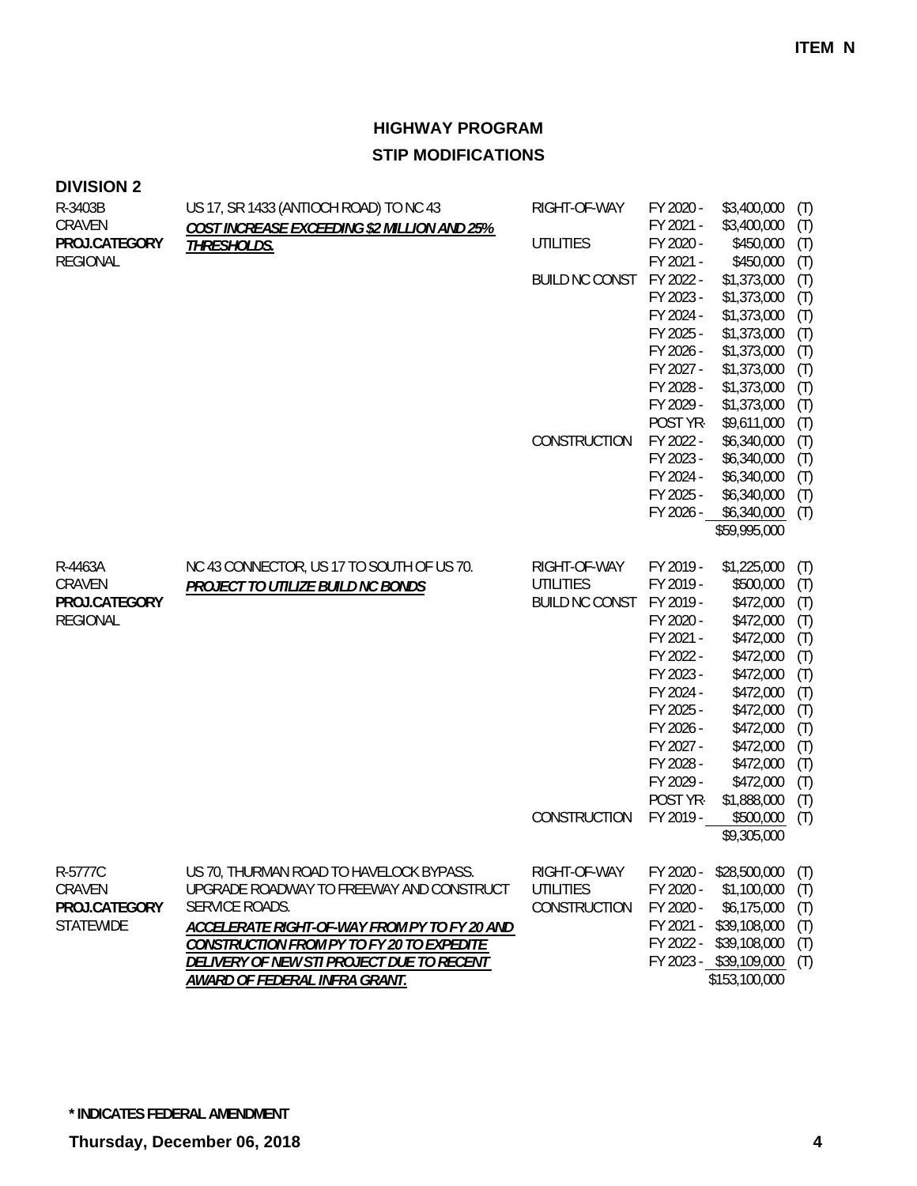**ITEM N**

## HIGHWAY PROGRAM

## STIP MODIFICATIONS

### DIVISION 2

| Project | Description | Work Type | Fiscal Year | Amount | |
|---|---|---|---|---|---|
| R-3403B<br>CRAVEN<br>**PROJ.CATEGORY**<br>REGIONAL | US 17, SR 1433 (ANTIOCH ROAD) TO NC 43<br>***COST INCREASE EXCEEDING $2 MILLION AND 25% THRESHOLDS.*** | RIGHT-OF-WAY | FY 2020 - | $3,400,000 | (T) |
| | | | FY 2021 - | $3,400,000 | (T) |
| | | UTILITIES | FY 2020 - | $450,000 | (T) |
| | | | FY 2021 - | $450,000 | (T) |
| | | BUILD NC CONST | FY 2022 - | $1,373,000 | (T) |
| | | | FY 2023 - | $1,373,000 | (T) |
| | | | FY 2024 - | $1,373,000 | (T) |
| | | | FY 2025 - | $1,373,000 | (T) |
| | | | FY 2026 - | $1,373,000 | (T) |
| | | | FY 2027 - | $1,373,000 | (T) |
| | | | FY 2028 - | $1,373,000 | (T) |
| | | | FY 2029 - | $1,373,000 | (T) |
| | | | POST YR- | $9,611,000 | (T) |
| | | CONSTRUCTION | FY 2022 - | $6,340,000 | (T) |
| | | | FY 2023 - | $6,340,000 | (T) |
| | | | FY 2024 - | $6,340,000 | (T) |
| | | | FY 2025 - | $6,340,000 | (T) |
| | | | FY 2026 - | $6,340,000 | (T) |
| | | | | $59,995,000 | |
| R-4463A<br>CRAVEN<br>**PROJ.CATEGORY**<br>REGIONAL | NC 43 CONNECTOR, US 17 TO SOUTH OF US 70.<br>***PROJECT TO UTILIZE BUILD NC BONDS*** | RIGHT-OF-WAY | FY 2019 - | $1,225,000 | (T) |
| | | UTILITIES | FY 2019 - | $500,000 | (T) |
| | | BUILD NC CONST | FY 2019 - | $472,000 | (T) |
| | | | FY 2020 - | $472,000 | (T) |
| | | | FY 2021 - | $472,000 | (T) |
| | | | FY 2022 - | $472,000 | (T) |
| | | | FY 2023 - | $472,000 | (T) |
| | | | FY 2024 - | $472,000 | (T) |
| | | | FY 2025 - | $472,000 | (T) |
| | | | FY 2026 - | $472,000 | (T) |
| | | | FY 2027 - | $472,000 | (T) |
| | | | FY 2028 - | $472,000 | (T) |
| | | | FY 2029 - | $472,000 | (T) |
| | | | POST YR- | $1,888,000 | (T) |
| | | CONSTRUCTION | FY 2019 - | $500,000 | (T) |
| | | | | $9,305,000 | |
| R-5777C<br>CRAVEN<br>**PROJ.CATEGORY**<br>STATEWIDE | US 70, THURMAN ROAD TO HAVELOCK BYPASS. UPGRADE ROADWAY TO FREEWAY AND CONSTRUCT SERVICE ROADS.<br>***ACCELERATE RIGHT-OF-WAY FROM PY TO FY 20 AND CONSTRUCTION FROM PY TO FY 20 TO EXPEDITE DELIVERY OF NEW STI PROJECT DUE TO RECENT AWARD OF FEDERAL INFRA GRANT.*** | RIGHT-OF-WAY | FY 2020 - | $28,500,000 | (T) |
| | | UTILITIES | FY 2020 - | $1,100,000 | (T) |
| | | CONSTRUCTION | FY 2020 - | $6,175,000 | (T) |
| | | | FY 2021 - | $39,108,000 | (T) |
| | | | FY 2022 - | $39,108,000 | (T) |
| | | | FY 2023 - | $39,109,000 | (T) |
| | | | | $153,100,000 | |

**\* INDICATES FEDERAL AMENDMENT**

**Thursday, December 06, 2018**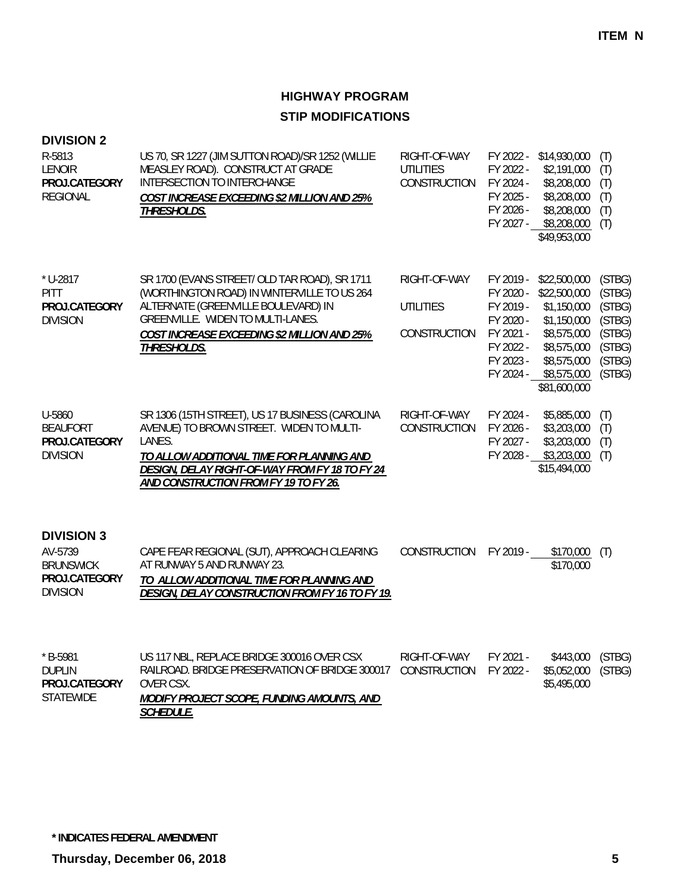ITEM N

# HIGHWAY PROGRAM

## STIP MODIFICATIONS

### DIVISION 2

| Project | Description | Phase | Year | Amount | Fund |
|---|---|---|---|---|---|
| R-5813<br>LENOIR<br>**PROJ.CATEGORY**<br>REGIONAL | US 70, SR 1227 (JIM SUTTON ROAD)/SR 1252 (WILLIE MEASLEY ROAD). CONSTRUCT AT GRADE INTERSECTION TO INTERCHANGE<br>***COST INCREASE EXCEEDING $2 MILLION AND 25% THRESHOLDS.*** | RIGHT-OF-WAY | FY 2022 - | $14,930,000 | (T) |
| | | UTILITIES | FY 2022 - | $2,191,000 | (T) |
| | | CONSTRUCTION | FY 2024 - | $8,208,000 | (T) |
| | | | FY 2025 - | $8,208,000 | (T) |
| | | | FY 2026 - | $8,208,000 | (T) |
| | | | FY 2027 - | $8,208,000 | (T) |
| | | | | $49,953,000 | |
| * U-2817<br>PITT<br>**PROJ.CATEGORY**<br>DIVISION | SR 1700 (EVANS STREET/ OLD TAR ROAD), SR 1711 (WORTHINGTON ROAD) IN WINTERVILLE TO US 264 ALTERNATE (GREENVILLE BOULEVARD) IN GREENVILLE. WIDEN TO MULTI-LANES.<br>***COST INCREASE EXCEEDING $2 MILLION AND 25% THRESHOLDS.*** | RIGHT-OF-WAY | FY 2019 - | $22,500,000 | (STBG) |
| | | | FY 2020 - | $22,500,000 | (STBG) |
| | | UTILITIES | FY 2019 - | $1,150,000 | (STBG) |
| | | | FY 2020 - | $1,150,000 | (STBG) |
| | | CONSTRUCTION | FY 2021 - | $8,575,000 | (STBG) |
| | | | FY 2022 - | $8,575,000 | (STBG) |
| | | | FY 2023 - | $8,575,000 | (STBG) |
| | | | FY 2024 - | $8,575,000 | (STBG) |
| | | | | $81,600,000 | |
| U-5860<br>BEAUFORT<br>**PROJ.CATEGORY**<br>DIVISION | SR 1306 (15TH STREET), US 17 BUSINESS (CAROLINA AVENUE) TO BROWN STREET. WIDEN TO MULTI-LANES.<br>***TO ALLOW ADDITIONAL TIME FOR PLANNING AND DESIGN, DELAY RIGHT-OF-WAY FROM FY 18 TO FY 24 AND CONSTRUCTION FROM FY 19 TO FY 26.*** | RIGHT-OF-WAY | FY 2024 - | $5,885,000 | (T) |
| | | CONSTRUCTION | FY 2026 - | $3,203,000 | (T) |
| | | | FY 2027 - | $3,203,000 | (T) |
| | | | FY 2028 - | $3,203,000 | (T) |
| | | | | $15,494,000 | |

### DIVISION 3

| Project | Description | Phase | Year | Amount | Fund |
|---|---|---|---|---|---|
| AV-5739<br>BRUNSWICK<br>**PROJ.CATEGORY**<br>DIVISION | CAPE FEAR REGIONAL (SUT), APPROACH CLEARING AT RUNWAY 5 AND RUNWAY 23.<br>***TO ALLOW ADDITIONAL TIME FOR PLANNING AND DESIGN, DELAY CONSTRUCTION FROM FY 16 TO FY 19.*** | CONSTRUCTION | FY 2019 - | $170,000 | (T) |
| | | | | $170,000 | |
| * B-5981<br>DUPLIN<br>**PROJ.CATEGORY**<br>STATEWIDE | US 117 NBL, REPLACE BRIDGE 300016 OVER CSX RAILROAD. BRIDGE PRESERVATION OF BRIDGE 300017 OVER CSX.<br>***MODIFY PROJECT SCOPE, FUNDING AMOUNTS, AND SCHEDULE.*** | RIGHT-OF-WAY | FY 2021 - | $443,000 | (STBG) |
| | | CONSTRUCTION | FY 2022 - | $5,052,000 | (STBG) |
| | | | | $5,495,000 | |

**\* INDICATES FEDERAL AMENDMENT**

**Thursday, December 06, 2018**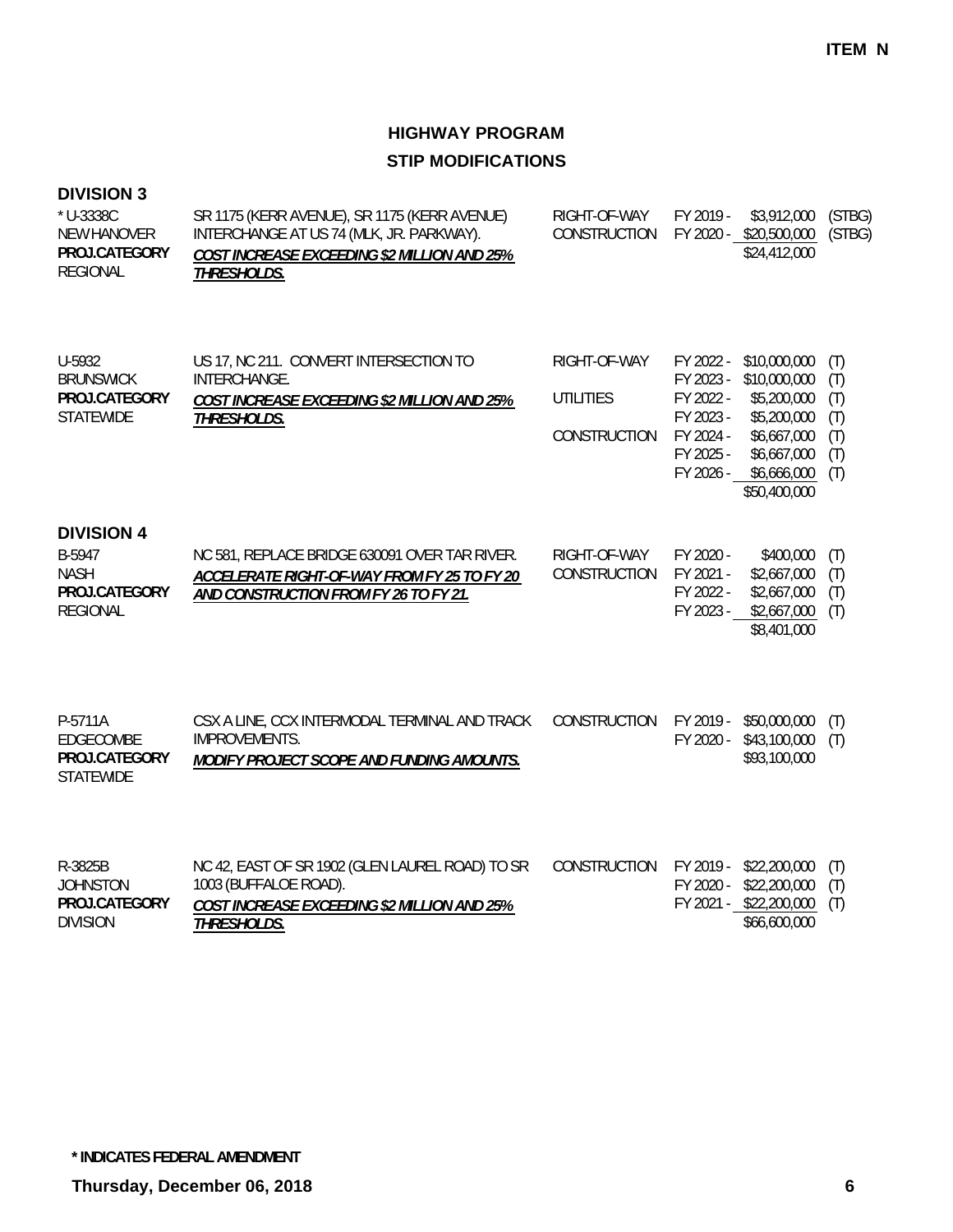ITEM N

# HIGHWAY PROGRAM

## STIP MODIFICATIONS

### DIVISION 3

| Project | Description | Phase | Year | Amount | Fund |
|---|---|---|---|---|---|
| * U-3338C<br>NEW HANOVER<br>**PROJ.CATEGORY**<br>REGIONAL | SR 1175 (KERR AVENUE), SR 1175 (KERR AVENUE) INTERCHANGE AT US 74 (MLK, JR. PARKWAY).<br>***COST INCREASE EXCEEDING $2 MILLION AND 25% THRESHOLDS.*** | RIGHT-OF-WAY | FY 2019 - | $3,912,000 | (STBG) |
| | | CONSTRUCTION | FY 2020 - | $20,500,000 | (STBG) |
| | | | | $24,412,000 | |
| U-5932<br>BRUNSWICK<br>**PROJ.CATEGORY**<br>STATEWIDE | US 17, NC 211. CONVERT INTERSECTION TO INTERCHANGE.<br>***COST INCREASE EXCEEDING $2 MILLION AND 25% THRESHOLDS.*** | RIGHT-OF-WAY | FY 2022 - | $10,000,000 | (T) |
| | | | FY 2023 - | $10,000,000 | (T) |
| | | UTILITIES | FY 2022 - | $5,200,000 | (T) |
| | | | FY 2023 - | $5,200,000 | (T) |
| | | CONSTRUCTION | FY 2024 - | $6,667,000 | (T) |
| | | | FY 2025 - | $6,667,000 | (T) |
| | | | FY 2026 - | $6,666,000 | (T) |
| | | | | $50,400,000 | |

### DIVISION 4

| Project | Description | Phase | Year | Amount | Fund |
|---|---|---|---|---|---|
| B-5947<br>NASH<br>**PROJ.CATEGORY**<br>REGIONAL | NC 581, REPLACE BRIDGE 630091 OVER TAR RIVER.<br>***ACCELERATE RIGHT-OF-WAY FROM FY 25 TO FY 20 AND CONSTRUCTION FROM FY 26 TO FY 21.*** | RIGHT-OF-WAY | FY 2020 - | $400,000 | (T) |
| | | CONSTRUCTION | FY 2021 - | $2,667,000 | (T) |
| | | | FY 2022 - | $2,667,000 | (T) |
| | | | FY 2023 - | $2,667,000 | (T) |
| | | | | $8,401,000 | |
| P-5711A<br>EDGECOMBE<br>**PROJ.CATEGORY**<br>STATEWIDE | CSX A LINE, CCX INTERMODAL TERMINAL AND TRACK IMPROVEMENTS.<br>***MODIFY PROJECT SCOPE AND FUNDING AMOUNTS.*** | CONSTRUCTION | FY 2019 - | $50,000,000 | (T) |
| | | | FY 2020 - | $43,100,000 | (T) |
| | | | | $93,100,000 | |
| R-3825B<br>JOHNSTON<br>**PROJ.CATEGORY**<br>DIVISION | NC 42, EAST OF SR 1902 (GLEN LAUREL ROAD) TO SR 1003 (BUFFALOE ROAD).<br>***COST INCREASE EXCEEDING $2 MILLION AND 25% THRESHOLDS.*** | CONSTRUCTION | FY 2019 - | $22,200,000 | (T) |
| | | | FY 2020 - | $22,200,000 | (T) |
| | | | FY 2021 - | $22,200,000 | (T) |
| | | | | $66,600,000 | |

**\* INDICATES FEDERAL AMENDMENT**

**Thursday, December 06, 2018**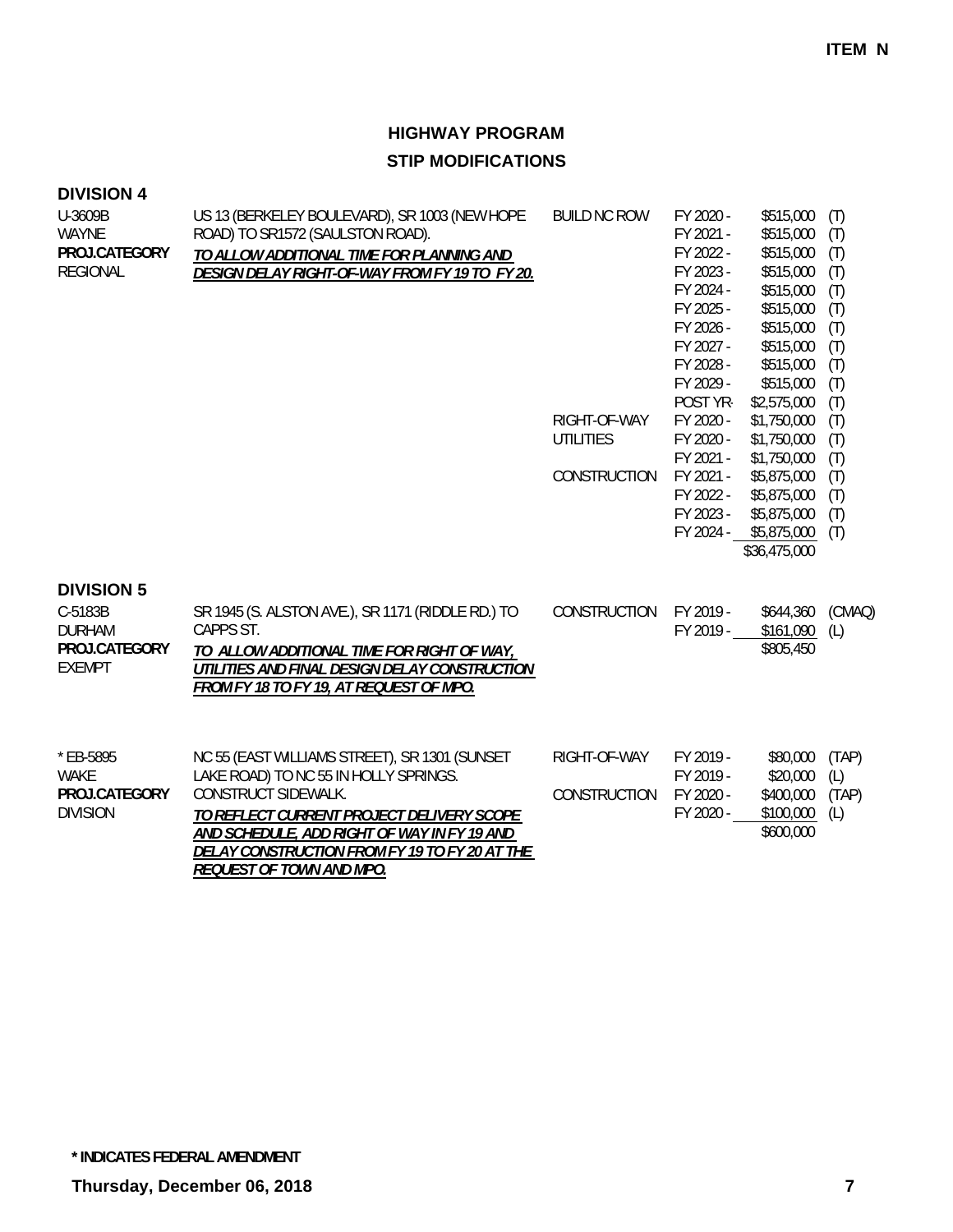**ITEM N**

# HIGHWAY PROGRAM

## STIP MODIFICATIONS

### DIVISION 4

| | | | | | |
|---|---|---|---|---|---|
| U-3609B<br>WAYNE<br>**PROJ.CATEGORY**<br>REGIONAL | US 13 (BERKELEY BOULEVARD), SR 1003 (NEW HOPE ROAD) TO SR1572 (SAULSTON ROAD).<br>***TO ALLOW ADDITIONAL TIME FOR PLANNING AND DESIGN DELAY RIGHT-OF-WAY FROM FY 19 TO FY 20.*** | BUILD NC ROW | FY 2020 - | $515,000 | (T) |
| | | | FY 2021 - | $515,000 | (T) |
| | | | FY 2022 - | $515,000 | (T) |
| | | | FY 2023 - | $515,000 | (T) |
| | | | FY 2024 - | $515,000 | (T) |
| | | | FY 2025 - | $515,000 | (T) |
| | | | FY 2026 - | $515,000 | (T) |
| | | | FY 2027 - | $515,000 | (T) |
| | | | FY 2028 - | $515,000 | (T) |
| | | | FY 2029 - | $515,000 | (T) |
| | | | POST YR- | $2,575,000 | (T) |
| | | RIGHT-OF-WAY | FY 2020 - | $1,750,000 | (T) |
| | | UTILITIES | FY 2020 - | $1,750,000 | (T) |
| | | | FY 2021 - | $1,750,000 | (T) |
| | | CONSTRUCTION | FY 2021 - | $5,875,000 | (T) |
| | | | FY 2022 - | $5,875,000 | (T) |
| | | | FY 2023 - | $5,875,000 | (T) |
| | | | FY 2024 - | $5,875,000 | (T) |
| | | | | $36,475,000 | |

### DIVISION 5

| | | | | | |
|---|---|---|---|---|---|
| C-5183B<br>DURHAM<br>**PROJ.CATEGORY**<br>EXEMPT | SR 1945 (S. ALSTON AVE.), SR 1171 (RIDDLE RD.) TO CAPPS ST.<br>***TO ALLOW ADDITIONAL TIME FOR RIGHT OF WAY, UTILITIES AND FINAL DESIGN DELAY CONSTRUCTION FROM FY 18 TO FY 19, AT REQUEST OF MPO.*** | CONSTRUCTION | FY 2019 - | $644,360 | (CMAQ) |
| | | | FY 2019 - | $161,090 | (L) |
| | | | | $805,450 | |

| | | | | | |
|---|---|---|---|---|---|
| * EB-5895<br>WAKE<br>**PROJ.CATEGORY**<br>DIVISION | NC 55 (EAST WILLIAMS STREET), SR 1301 (SUNSET LAKE ROAD) TO NC 55 IN HOLLY SPRINGS. CONSTRUCT SIDEWALK.<br>***TO REFLECT CURRENT PROJECT DELIVERY SCOPE AND SCHEDULE, ADD RIGHT OF WAY IN FY 19 AND DELAY CONSTRUCTION FROM FY 19 TO FY 20 AT THE REQUEST OF TOWN AND MPO.*** | RIGHT-OF-WAY | FY 2019 - | $80,000 | (TAP) |
| | | | FY 2019 - | $20,000 | (L) |
| | | CONSTRUCTION | FY 2020 - | $400,000 | (TAP) |
| | | | FY 2020 - | $100,000 | (L) |
| | | | | $600,000 | |

**\* INDICATES FEDERAL AMENDMENT**

**Thursday, December 06, 2018**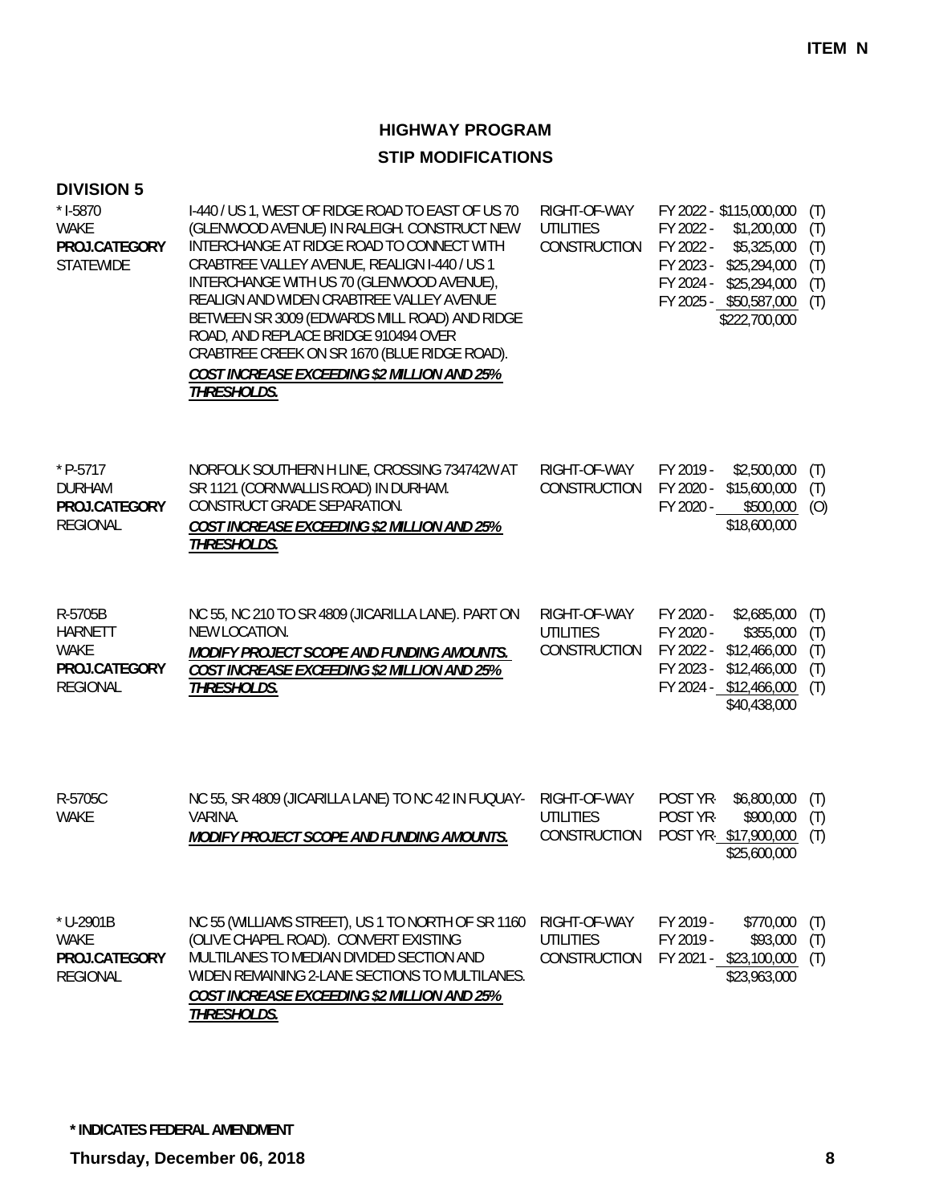**ITEM N**

# HIGHWAY PROGRAM

## STIP MODIFICATIONS

### DIVISION 5

| Project | Description | Phase | Funding |
|---|---|---|---|
| * I-5870<br>WAKE<br>**PROJ.CATEGORY**<br>STATEWIDE | I-440 / US 1, WEST OF RIDGE ROAD TO EAST OF US 70 (GLENWOOD AVENUE) IN RALEIGH. CONSTRUCT NEW INTERCHANGE AT RIDGE ROAD TO CONNECT WITH CRABTREE VALLEY AVENUE, REALIGN I-440 / US 1 INTERCHANGE WITH US 70 (GLENWOOD AVENUE), REALIGN AND WIDEN CRABTREE VALLEY AVENUE BETWEEN SR 3009 (EDWARDS MILL ROAD) AND RIDGE ROAD, AND REPLACE BRIDGE 910494 OVER CRABTREE CREEK ON SR 1670 (BLUE RIDGE ROAD).<br>***COST INCREASE EXCEEDING $2 MILLION AND 25% THRESHOLDS.*** | RIGHT-OF-WAY<br>UTILITIES<br>CONSTRUCTION | FY 2022 - $115,000,000 (T)<br>FY 2022 - $1,200,000 (T)<br>FY 2022 - $5,325,000 (T)<br>FY 2023 - $25,294,000 (T)<br>FY 2024 - $25,294,000 (T)<br>FY 2025 - $50,587,000 (T)<br>$222,700,000 |
| * P-5717<br>DURHAM<br>**PROJ.CATEGORY**<br>REGIONAL | NORFOLK SOUTHERN H LINE, CROSSING 734742W AT SR 1121 (CORNWALLIS ROAD) IN DURHAM. CONSTRUCT GRADE SEPARATION.<br>***COST INCREASE EXCEEDING $2 MILLION AND 25% THRESHOLDS.*** | RIGHT-OF-WAY<br>CONSTRUCTION | FY 2019 - $2,500,000 (T)<br>FY 2020 - $15,600,000 (T)<br>FY 2020 - $500,000 (O)<br>$18,600,000 |
| R-5705B<br>HARNETT<br>WAKE<br>**PROJ.CATEGORY**<br>REGIONAL | NC 55, NC 210 TO SR 4809 (JICARILLA LANE). PART ON NEW LOCATION.<br>***MODIFY PROJECT SCOPE AND FUNDING AMOUNTS.***<br>***COST INCREASE EXCEEDING $2 MILLION AND 25% THRESHOLDS.*** | RIGHT-OF-WAY<br>UTILITIES<br>CONSTRUCTION | FY 2020 - $2,685,000 (T)<br>FY 2020 - $355,000 (T)<br>FY 2022 - $12,466,000 (T)<br>FY 2023 - $12,466,000 (T)<br>FY 2024 - $12,466,000 (T)<br>$40,438,000 |
| R-5705C<br>WAKE | NC 55, SR 4809 (JICARILLA LANE) TO NC 42 IN FUQUAY-VARINA.<br>***MODIFY PROJECT SCOPE AND FUNDING AMOUNTS.*** | RIGHT-OF-WAY<br>UTILITIES<br>CONSTRUCTION | POST YR- $6,800,000 (T)<br>POST YR- $900,000 (T)<br>POST YR- $17,900,000 (T)<br>$25,600,000 |
| * U-2901B<br>WAKE<br>**PROJ.CATEGORY**<br>REGIONAL | NC 55 (WILLIAMS STREET), US 1 TO NORTH OF SR 1160 (OLIVE CHAPEL ROAD). CONVERT EXISTING MULTILANES TO MEDIAN DIVIDED SECTION AND WIDEN REMAINING 2-LANE SECTIONS TO MULTILANES.<br>***COST INCREASE EXCEEDING $2 MILLION AND 25% THRESHOLDS.*** | RIGHT-OF-WAY<br>UTILITIES<br>CONSTRUCTION | FY 2019 - $770,000 (T)<br>FY 2019 - $93,000 (T)<br>FY 2021 - $23,100,000 (T)<br>$23,963,000 |

**\* INDICATES FEDERAL AMENDMENT**

**Thursday, December 06, 2018**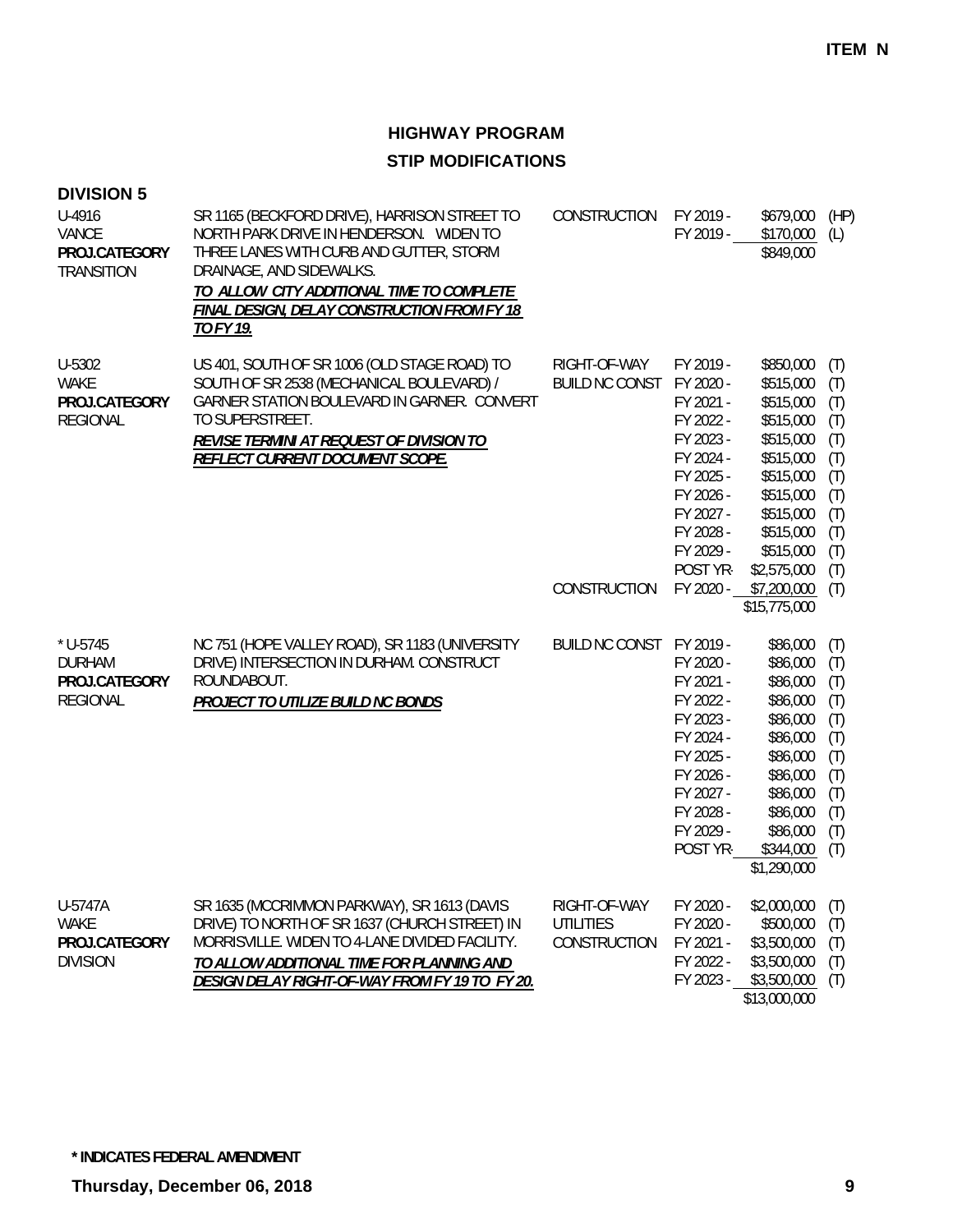**ITEM N**

## HIGHWAY PROGRAM

## STIP MODIFICATIONS

### DIVISION 5

| Project | Description | Work Type | Year | Amount | Fund |
|---|---|---|---|---|---|
| U-4916<br>VANCE<br>**PROJ.CATEGORY**<br>TRANSITION | SR 1165 (BECKFORD DRIVE), HARRISON STREET TO NORTH PARK DRIVE IN HENDERSON. WIDEN TO THREE LANES WITH CURB AND GUTTER, STORM DRAINAGE, AND SIDEWALKS.<br>***TO ALLOW CITY ADDITIONAL TIME TO COMPLETE FINAL DESIGN, DELAY CONSTRUCTION FROM FY 18 TO FY 19.*** | CONSTRUCTION | FY 2019 - | $679,000 | (HP) |
| | | | FY 2019 - | $170,000 | (L) |
| | | | | $849,000 | |
| U-5302<br>WAKE<br>**PROJ.CATEGORY**<br>REGIONAL | US 401, SOUTH OF SR 1006 (OLD STAGE ROAD) TO SOUTH OF SR 2538 (MECHANICAL BOULEVARD) / GARNER STATION BOULEVARD IN GARNER. CONVERT TO SUPERSTREET.<br>***REVISE TERMINI AT REQUEST OF DIVISION TO REFLECT CURRENT DOCUMENT SCOPE.*** | RIGHT-OF-WAY | FY 2019 - | $850,000 | (T) |
| | | BUILD NC CONST | FY 2020 - | $515,000 | (T) |
| | | | FY 2021 - | $515,000 | (T) |
| | | | FY 2022 - | $515,000 | (T) |
| | | | FY 2023 - | $515,000 | (T) |
| | | | FY 2024 - | $515,000 | (T) |
| | | | FY 2025 - | $515,000 | (T) |
| | | | FY 2026 - | $515,000 | (T) |
| | | | FY 2027 - | $515,000 | (T) |
| | | | FY 2028 - | $515,000 | (T) |
| | | | FY 2029 - | $515,000 | (T) |
| | | | POST YR- | $2,575,000 | (T) |
| | | CONSTRUCTION | FY 2020 - | $7,200,000 | (T) |
| | | | | $15,775,000 | |
| * U-5745<br>DURHAM<br>**PROJ.CATEGORY**<br>REGIONAL | NC 751 (HOPE VALLEY ROAD), SR 1183 (UNIVERSITY DRIVE) INTERSECTION IN DURHAM. CONSTRUCT ROUNDABOUT.<br>***PROJECT TO UTILIZE BUILD NC BONDS*** | BUILD NC CONST | FY 2019 - | $86,000 | (T) |
| | | | FY 2020 - | $86,000 | (T) |
| | | | FY 2021 - | $86,000 | (T) |
| | | | FY 2022 - | $86,000 | (T) |
| | | | FY 2023 - | $86,000 | (T) |
| | | | FY 2024 - | $86,000 | (T) |
| | | | FY 2025 - | $86,000 | (T) |
| | | | FY 2026 - | $86,000 | (T) |
| | | | FY 2027 - | $86,000 | (T) |
| | | | FY 2028 - | $86,000 | (T) |
| | | | FY 2029 - | $86,000 | (T) |
| | | | POST YR- | $344,000 | (T) |
| | | | | $1,290,000 | |
| U-5747A<br>WAKE<br>**PROJ.CATEGORY**<br>DIVISION | SR 1635 (MCCRIMMON PARKWAY), SR 1613 (DAVIS DRIVE) TO NORTH OF SR 1637 (CHURCH STREET) IN MORRISVILLE. WIDEN TO 4-LANE DIVIDED FACILITY.<br>***TO ALLOW ADDITIONAL TIME FOR PLANNING AND DESIGN DELAY RIGHT-OF-WAY FROM FY 19 TO FY 20.*** | RIGHT-OF-WAY | FY 2020 - | $2,000,000 | (T) |
| | | UTILITIES | FY 2020 - | $500,000 | (T) |
| | | CONSTRUCTION | FY 2021 - | $3,500,000 | (T) |
| | | | FY 2022 - | $3,500,000 | (T) |
| | | | FY 2023 - | $3,500,000 | (T) |
| | | | | $13,000,000 | |

**\* INDICATES FEDERAL AMENDMENT**

**Thursday, December 06, 2018**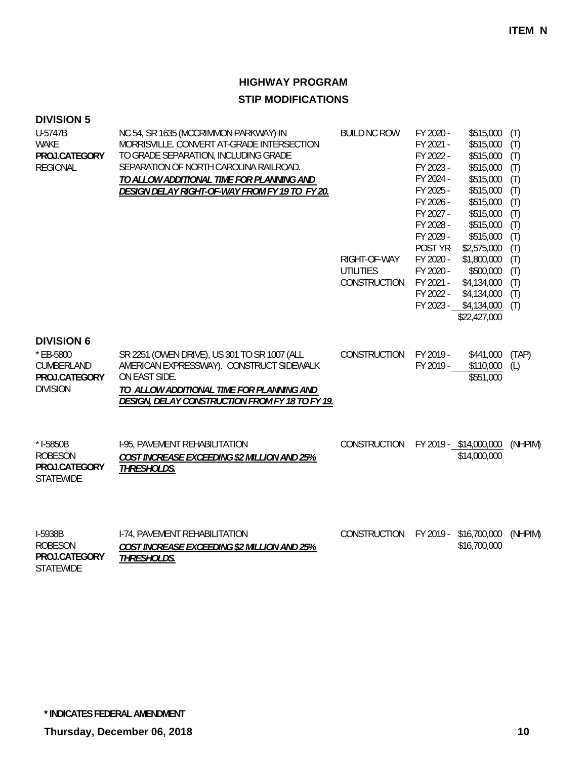**ITEM N**

## HIGHWAY PROGRAM

## STIP MODIFICATIONS

### DIVISION 5

| Project | Description | Work Type | Fiscal Year | Amount | Fund |
|---|---|---|---|---|---|
| U-5747B<br>WAKE<br>**PROJ.CATEGORY**<br>REGIONAL | NC 54, SR 1635 (MCCRIMMON PARKWAY) IN MORRISVILLE. CONVERT AT-GRADE INTERSECTION TO GRADE SEPARATION, INCLUDING GRADE SEPARATION OF NORTH CAROLINA RAILROAD.<br>***<u>TO ALLOW ADDITIONAL TIME FOR PLANNING AND DESIGN DELAY RIGHT-OF-WAY FROM FY 19 TO FY 20.</u>*** | BUILD NC ROW | FY 2020 - | $515,000 | (T) |
| | | | FY 2021 - | $515,000 | (T) |
| | | | FY 2022 - | $515,000 | (T) |
| | | | FY 2023 - | $515,000 | (T) |
| | | | FY 2024 - | $515,000 | (T) |
| | | | FY 2025 - | $515,000 | (T) |
| | | | FY 2026 - | $515,000 | (T) |
| | | | FY 2027 - | $515,000 | (T) |
| | | | FY 2028 - | $515,000 | (T) |
| | | | FY 2029 - | $515,000 | (T) |
| | | | POST YR- | $2,575,000 | (T) |
| | | RIGHT-OF-WAY | FY 2020 - | $1,800,000 | (T) |
| | | UTILITIES | FY 2020 - | $500,000 | (T) |
| | | CONSTRUCTION | FY 2021 - | $4,134,000 | (T) |
| | | | FY 2022 - | $4,134,000 | (T) |
| | | | FY 2023 - | $4,134,000 | (T) |
| | | | | $22,427,000 | |

### DIVISION 6

| Project | Description | Work Type | Fiscal Year | Amount | Fund |
|---|---|---|---|---|---|
| * EB-5800<br>CUMBERLAND<br>**PROJ.CATEGORY**<br>DIVISION | SR 2251 (OWEN DRIVE), US 301 TO SR 1007 (ALL AMERICAN EXPRESSWAY). CONSTRUCT SIDEWALK ON EAST SIDE.<br>***<u>TO ALLOW ADDITIONAL TIME FOR PLANNING AND DESIGN, DELAY CONSTRUCTION FROM FY 18 TO FY 19.</u>*** | CONSTRUCTION | FY 2019 - | $441,000 | (TAP) |
| | | | FY 2019 - | $110,000 | (L) |
| | | | | $551,000 | |
| * I-5850B<br>ROBESON<br>**PROJ.CATEGORY**<br>STATEWIDE | I-95, PAVEMENT REHABILITATION<br>***<u>COST INCREASE EXCEEDING $2 MILLION AND 25% THRESHOLDS.</u>*** | CONSTRUCTION | FY 2019 - | $14,000,000 | (NHPIM) |
| | | | | $14,000,000 | |
| I-5938B<br>ROBESON<br>**PROJ.CATEGORY**<br>STATEWIDE | I-74, PAVEMENT REHABILITATION<br>***<u>COST INCREASE EXCEEDING $2 MILLION AND 25% THRESHOLDS.</u>*** | CONSTRUCTION | FY 2019 - | $16,700,000 | (NHPIM) |
| | | | | $16,700,000 | |

**\* INDICATES FEDERAL AMENDMENT**

**Thursday, December 06, 2018**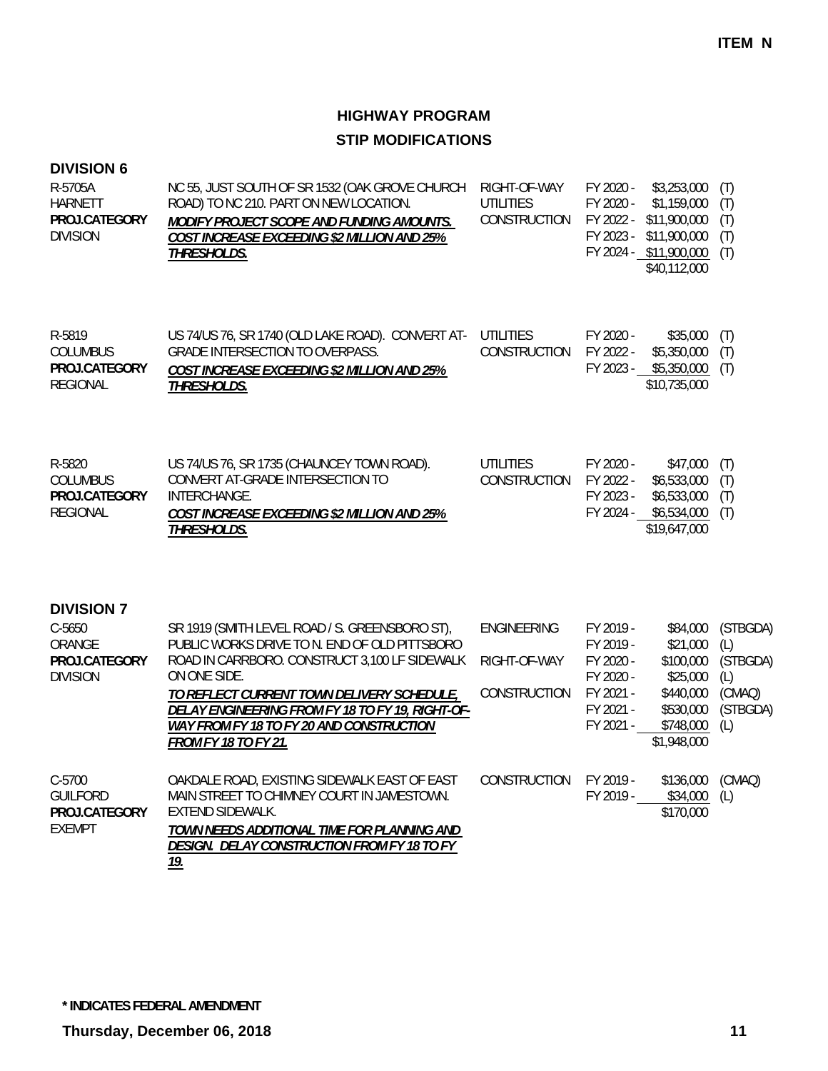**ITEM N**

# HIGHWAY PROGRAM
# STIP MODIFICATIONS

## DIVISION 6

| Project | Description | Phase | Fiscal Year | Amount | Source |
|---|---|---|---|---|---|
| R-5705A<br>HARNETT<br>PROJ.CATEGORY<br>DIVISION | NC 55, JUST SOUTH OF SR 1532 (OAK GROVE CHURCH ROAD) TO NC 210. PART ON NEW LOCATION.<br>***MODIFY PROJECT SCOPE AND FUNDING AMOUNTS. COST INCREASE EXCEEDING $2 MILLION AND 25% THRESHOLDS.*** | RIGHT-OF-WAY | FY 2020 - | $3,253,000 | (T) |
| | | UTILITIES | FY 2020 - | $1,159,000 | (T) |
| | | CONSTRUCTION | FY 2022 - | $11,900,000 | (T) |
| | | | FY 2023 - | $11,900,000 | (T) |
| | | | FY 2024 - | $11,900,000 | (T) |
| | | | | $40,112,000 | |
| R-5819<br>COLUMBUS<br>PROJ.CATEGORY<br>REGIONAL | US 74/US 76, SR 1740 (OLD LAKE ROAD). CONVERT AT-GRADE INTERSECTION TO OVERPASS.<br>***COST INCREASE EXCEEDING $2 MILLION AND 25% THRESHOLDS.*** | UTILITIES | FY 2020 - | $35,000 | (T) |
| | | CONSTRUCTION | FY 2022 - | $5,350,000 | (T) |
| | | | FY 2023 - | $5,350,000 | (T) |
| | | | | $10,735,000 | |
| R-5820<br>COLUMBUS<br>PROJ.CATEGORY<br>REGIONAL | US 74/US 76, SR 1735 (CHAUNCEY TOWN ROAD). CONVERT AT-GRADE INTERSECTION TO INTERCHANGE.<br>***COST INCREASE EXCEEDING $2 MILLION AND 25% THRESHOLDS.*** | UTILITIES | FY 2020 - | $47,000 | (T) |
| | | CONSTRUCTION | FY 2022 - | $6,533,000 | (T) |
| | | | FY 2023 - | $6,533,000 | (T) |
| | | | FY 2024 - | $6,534,000 | (T) |
| | | | | $19,647,000 | |

## DIVISION 7

| Project | Description | Phase | Fiscal Year | Amount | Source |
|---|---|---|---|---|---|
| C-5650<br>ORANGE<br>PROJ.CATEGORY<br>DIVISION | SR 1919 (SMITH LEVEL ROAD / S. GREENSBORO ST), PUBLIC WORKS DRIVE TO N. END OF OLD PITTSBORO ROAD IN CARRBORO. CONSTRUCT 3,100 LF SIDEWALK ON ONE SIDE.<br>***TO REFLECT CURRENT TOWN DELIVERY SCHEDULE, DELAY ENGINEERING FROM FY 18 TO FY 19, RIGHT-OF-WAY FROM FY 18 TO FY 20 AND CONSTRUCTION FROM FY 18 TO FY 21.*** | ENGINEERING | FY 2019 - | $84,000 | (STBGDA) |
| | | | FY 2019 - | $21,000 | (L) |
| | | RIGHT-OF-WAY | FY 2020 - | $100,000 | (STBGDA) |
| | | | FY 2020 - | $25,000 | (L) |
| | | CONSTRUCTION | FY 2021 - | $440,000 | (CMAQ) |
| | | | FY 2021 - | $530,000 | (STBGDA) |
| | | | FY 2021 - | $748,000 | (L) |
| | | | | $1,948,000 | |
| C-5700<br>GUILFORD<br>PROJ.CATEGORY<br>EXEMPT | OAKDALE ROAD, EXISTING SIDEWALK EAST OF EAST MAIN STREET TO CHIMNEY COURT IN JAMESTOWN. EXTEND SIDEWALK.<br>***TOWN NEEDS ADDITIONAL TIME FOR PLANNING AND DESIGN. DELAY CONSTRUCTION FROM FY 18 TO FY 19.*** | CONSTRUCTION | FY 2019 - | $136,000 | (CMAQ) |
| | | | FY 2019 - | $34,000 | (L) |
| | | | | $170,000 | |

**\* INDICATES FEDERAL AMENDMENT**

**Thursday, December 06, 2018**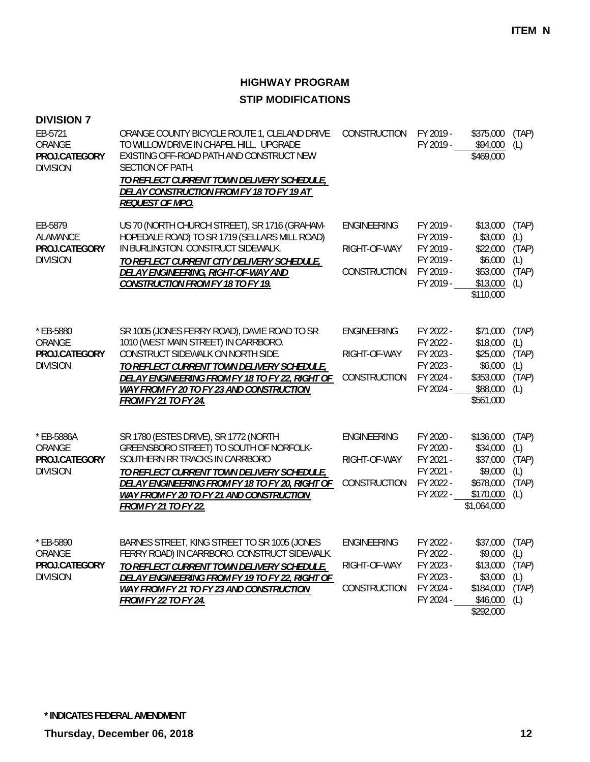ITEM N

# HIGHWAY PROGRAM

## STIP MODIFICATIONS

**DIVISION 7**

| Project | Description | Phase | Year | Amount | Source |
|---|---|---|---|---|---|
| EB-5721<br>ORANGE<br>**PROJ.CATEGORY**<br>DIVISION | ORANGE COUNTY BICYCLE ROUTE 1, CLELAND DRIVE TO WILLOW DRIVE IN CHAPEL HILL. UPGRADE EXISTING OFF-ROAD PATH AND CONSTRUCT NEW SECTION OF PATH.<br>***TO REFLECT CURRENT TOWN DELIVERY SCHEDULE, DELAY CONSTRUCTION FROM FY 18 TO FY 19 AT REQUEST OF MPO.*** | CONSTRUCTION | FY 2019 - | $375,000 | (TAP) |
| | | | FY 2019 - | $94,000 | (L) |
| | | | | $469,000 | |
| EB-5879<br>ALAMANCE<br>**PROJ.CATEGORY**<br>DIVISION | US 70 (NORTH CHURCH STREET), SR 1716 (GRAHAM-HOPEDALE ROAD) TO SR 1719 (SELLARS MILL ROAD) IN BURLINGTON. CONSTRUCT SIDEWALK.<br>***TO REFLECT CURRENT CITY DELIVERY SCHEDULE, DELAY ENGINEERING, RIGHT-OF-WAY AND CONSTRUCTION FROM FY 18 TO FY 19.*** | ENGINEERING | FY 2019 - | $13,000 | (TAP) |
| | | | FY 2019 - | $3,000 | (L) |
| | | RIGHT-OF-WAY | FY 2019 - | $22,000 | (TAP) |
| | | | FY 2019 - | $6,000 | (L) |
| | | CONSTRUCTION | FY 2019 - | $53,000 | (TAP) |
| | | | FY 2019 - | $13,000 | (L) |
| | | | | $110,000 | |
| * EB-5880<br>ORANGE<br>**PROJ.CATEGORY**<br>DIVISION | SR 1005 (JONES FERRY ROAD), DAVIE ROAD TO SR 1010 (WEST MAIN STREET) IN CARRBORO. CONSTRUCT SIDEWALK ON NORTH SIDE.<br>***TO REFLECT CURRENT TOWN DELIVERY SCHEDULE, DELAY ENGINEERING FROM FY 18 TO FY 22, RIGHT OF WAY FROM FY 20 TO FY 23 AND CONSTRUCTION FROM FY 21 TO FY 24.*** | ENGINEERING | FY 2022 - | $71,000 | (TAP) |
| | | | FY 2022 - | $18,000 | (L) |
| | | RIGHT-OF-WAY | FY 2023 - | $25,000 | (TAP) |
| | | | FY 2023 - | $6,000 | (L) |
| | | CONSTRUCTION | FY 2024 - | $353,000 | (TAP) |
| | | | FY 2024 - | $88,000 | (L) |
| | | | | $561,000 | |
| * EB-5886A<br>ORANGE<br>**PROJ.CATEGORY**<br>DIVISION | SR 1780 (ESTES DRIVE), SR 1772 (NORTH GREENSBORO STREET) TO SOUTH OF NORFOLK-SOUTHERN RR TRACKS IN CARRBORO<br>***TO REFLECT CURRENT TOWN DELIVERY SCHEDULE, DELAY ENGINEERING FROM FY 18 TO FY 20, RIGHT OF WAY FROM FY 20 TO FY 21 AND CONSTRUCTION FROM FY 21 TO FY 22.*** | ENGINEERING | FY 2020 - | $136,000 | (TAP) |
| | | | FY 2020 - | $34,000 | (L) |
| | | RIGHT-OF-WAY | FY 2021 - | $37,000 | (TAP) |
| | | | FY 2021 - | $9,000 | (L) |
| | | CONSTRUCTION | FY 2022 - | $678,000 | (TAP) |
| | | | FY 2022 - | $170,000 | (L) |
| | | | | $1,064,000 | |
| * EB-5890<br>ORANGE<br>**PROJ.CATEGORY**<br>DIVISION | BARNES STREET, KING STREET TO SR 1005 (JONES FERRY ROAD) IN CARRBORO. CONSTRUCT SIDEWALK.<br>***TO REFLECT CURRENT TOWN DELIVERY SCHEDULE, DELAY ENGINEERING FROM FY 19 TO FY 22, RIGHT OF WAY FROM FY 21 TO FY 23 AND CONSTRUCTION FROM FY 22 TO FY 24.*** | ENGINEERING | FY 2022 - | $37,000 | (TAP) |
| | | | FY 2022 - | $9,000 | (L) |
| | | RIGHT-OF-WAY | FY 2023 - | $13,000 | (TAP) |
| | | | FY 2023 - | $3,000 | (L) |
| | | CONSTRUCTION | FY 2024 - | $184,000 | (TAP) |
| | | | FY 2024 - | $46,000 | (L) |
| | | | | $292,000 | |

**\* INDICATES FEDERAL AMENDMENT**

**Thursday, December 06, 2018**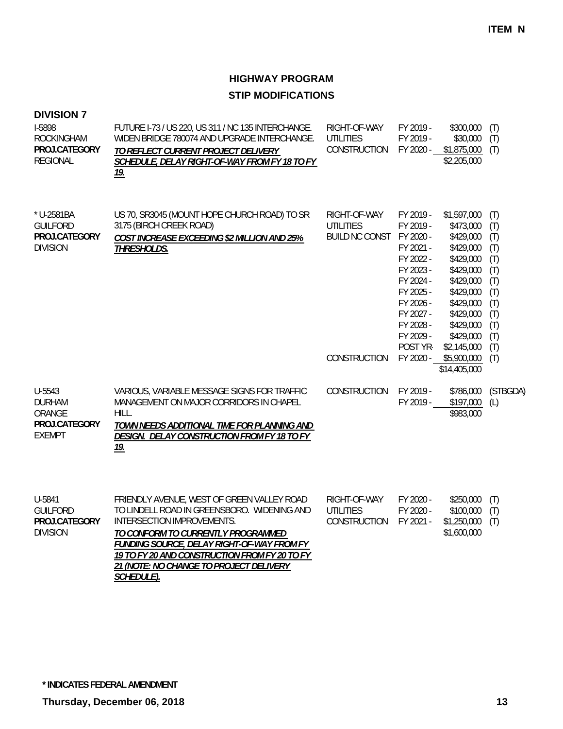**ITEM N**

# HIGHWAY PROGRAM

## STIP MODIFICATIONS

### DIVISION 7

| Project | Description | Phase | FY | Amount | Source |
|---|---|---|---|---|---|
| I-5898<br>ROCKINGHAM<br>**PROJ.CATEGORY**<br>REGIONAL | FUTURE I-73 / US 220, US 311 / NC 135 INTERCHANGE. WIDEN BRIDGE 780074 AND UPGRADE INTERCHANGE.<br>***<u>TO REFLECT CURRENT PROJECT DELIVERY SCHEDULE, DELAY RIGHT-OF-WAY FROM FY 18 TO FY 19.</u>*** | RIGHT-OF-WAY | FY 2019 - | $300,000 | (T) |
| | | UTILITIES | FY 2019 - | $30,000 | (T) |
| | | CONSTRUCTION | FY 2020 - | $1,875,000 | (T) |
| | | | | $2,205,000 | |
| * U-2581BA<br>GUILFORD<br>**PROJ.CATEGORY**<br>DIVISION | US 70, SR3045 (MOUNT HOPE CHURCH ROAD) TO SR 3175 (BIRCH CREEK ROAD)<br>***<u>COST INCREASE EXCEEDING $2 MILLION AND 25% THRESHOLDS.</u>*** | RIGHT-OF-WAY | FY 2019 - | $1,597,000 | (T) |
| | | UTILITIES | FY 2019 - | $473,000 | (T) |
| | | BUILD NC CONST | FY 2020 - | $429,000 | (T) |
| | | | FY 2021 - | $429,000 | (T) |
| | | | FY 2022 - | $429,000 | (T) |
| | | | FY 2023 - | $429,000 | (T) |
| | | | FY 2024 - | $429,000 | (T) |
| | | | FY 2025 - | $429,000 | (T) |
| | | | FY 2026 - | $429,000 | (T) |
| | | | FY 2027 - | $429,000 | (T) |
| | | | FY 2028 - | $429,000 | (T) |
| | | | FY 2029 - | $429,000 | (T) |
| | | | POST YR- | $2,145,000 | (T) |
| | | CONSTRUCTION | FY 2020 - | $5,900,000 | (T) |
| | | | | $14,405,000 | |
| U-5543<br>DURHAM<br>ORANGE<br>**PROJ.CATEGORY**<br>EXEMPT | VARIOUS, VARIABLE MESSAGE SIGNS FOR TRAFFIC MANAGEMENT ON MAJOR CORRIDORS IN CHAPEL HILL.<br>***<u>TOWN NEEDS ADDITIONAL TIME FOR PLANNING AND DESIGN. DELAY CONSTRUCTION FROM FY 18 TO FY 19.</u>*** | CONSTRUCTION | FY 2019 - | $786,000 | (STBGDA) |
| | | | FY 2019 - | $197,000 | (L) |
| | | | | $983,000 | |
| U-5841<br>GUILFORD<br>**PROJ.CATEGORY**<br>DIVISION | FRIENDLY AVENUE, WEST OF GREEN VALLEY ROAD TO LINDELL ROAD IN GREENSBORO. WIDENING AND INTERSECTION IMPROVEMENTS.<br>***<u>TO CONFORM TO CURRENTLY PROGRAMMED FUNDING SOURCE, DELAY RIGHT-OF-WAY FROM FY 19 TO FY 20 AND CONSTRUCTION FROM FY 20 TO FY 21 (NOTE: NO CHANGE TO PROJECT DELIVERY SCHEDULE).</u>*** | RIGHT-OF-WAY | FY 2020 - | $250,000 | (T) |
| | | UTILITIES | FY 2020 - | $100,000 | (T) |
| | | CONSTRUCTION | FY 2021 - | $1,250,000 | (T) |
| | | | | $1,600,000 | |

**\* INDICATES FEDERAL AMENDMENT**

**Thursday, December 06, 2018**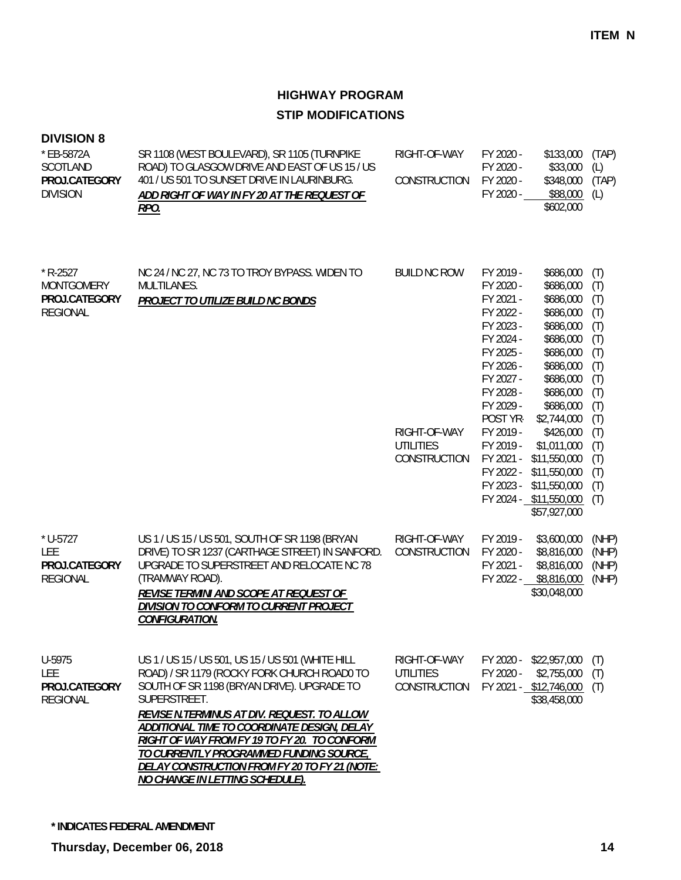ITEM N

# HIGHWAY PROGRAM

## STIP MODIFICATIONS

### DIVISION 8

| Project | Description | Phase | Year | Amount | Fund |
|---|---|---|---|---|---|
| * EB-5872A<br>SCOTLAND<br>**PROJ.CATEGORY**<br>DIVISION | SR 1108 (WEST BOULEVARD), SR 1105 (TURNPIKE ROAD) TO GLASGOW DRIVE AND EAST OF US 15 / US 401 / US 501 TO SUNSET DRIVE IN LAURINBURG.<br>***ADD RIGHT OF WAY IN FY 20 AT THE REQUEST OF RPO.*** | RIGHT-OF-WAY | FY 2020 - | $133,000 | (TAP) |
| | | | FY 2020 - | $33,000 | (L) |
| | | CONSTRUCTION | FY 2020 - | $348,000 | (TAP) |
| | | | FY 2020 - | $88,000 | (L) |
| | | | | $602,000 | |
| * R-2527<br>MONTGOMERY<br>**PROJ.CATEGORY**<br>REGIONAL | NC 24 / NC 27, NC 73 TO TROY BYPASS. WIDEN TO MULTILANES.<br>***PROJECT TO UTILIZE BUILD NC BONDS*** | BUILD NC ROW | FY 2019 - | $686,000 | (T) |
| | | | FY 2020 - | $686,000 | (T) |
| | | | FY 2021 - | $686,000 | (T) |
| | | | FY 2022 - | $686,000 | (T) |
| | | | FY 2023 - | $686,000 | (T) |
| | | | FY 2024 - | $686,000 | (T) |
| | | | FY 2025 - | $686,000 | (T) |
| | | | FY 2026 - | $686,000 | (T) |
| | | | FY 2027 - | $686,000 | (T) |
| | | | FY 2028 - | $686,000 | (T) |
| | | | FY 2029 - | $686,000 | (T) |
| | | | POST YR- | $2,744,000 | (T) |
| | | RIGHT-OF-WAY | FY 2019 - | $426,000 | (T) |
| | | UTILITIES | FY 2019 - | $1,011,000 | (T) |
| | | CONSTRUCTION | FY 2021 - | $11,550,000 | (T) |
| | | | FY 2022 - | $11,550,000 | (T) |
| | | | FY 2023 - | $11,550,000 | (T) |
| | | | FY 2024 - | $11,550,000 | (T) |
| | | | | $57,927,000 | |
| * U-5727<br>LEE<br>**PROJ.CATEGORY**<br>REGIONAL | US 1 / US 15 / US 501, SOUTH OF SR 1198 (BRYAN DRIVE) TO SR 1237 (CARTHAGE STREET) IN SANFORD. UPGRADE TO SUPERSTREET AND RELOCATE NC 78 (TRAMWAY ROAD).<br>***REVISE TERMINI AND SCOPE AT REQUEST OF DIVISION TO CONFORM TO CURRENT PROJECT CONFIGURATION.*** | RIGHT-OF-WAY | FY 2019 - | $3,600,000 | (NHP) |
| | | CONSTRUCTION | FY 2020 - | $8,816,000 | (NHP) |
| | | | FY 2021 - | $8,816,000 | (NHP) |
| | | | FY 2022 - | $8,816,000 | (NHP) |
| | | | | $30,048,000 | |
| U-5975<br>LEE<br>**PROJ.CATEGORY**<br>REGIONAL | US 1 / US 15 / US 501, US 15 / US 501 (WHITE HILL ROAD) / SR 1179 (ROCKY FORK CHURCH ROAD0 TO SOUTH OF SR 1198 (BRYAN DRIVE). UPGRADE TO SUPERSTREET.<br>***REVISE N.TERMINUS AT DIV. REQUEST. TO ALLOW ADDITIONAL TIME TO COORDINATE DESIGN, DELAY RIGHT OF WAY FROM FY 19 TO FY 20. TO CONFORM TO CURRENTLY PROGRAMMED FUNDING SOURCE, DELAY CONSTRUCTION FROM FY 20 TO FY 21 (NOTE: NO CHANGE IN LETTING SCHEDULE).*** | RIGHT-OF-WAY | FY 2020 - | $22,957,000 | (T) |
| | | UTILITIES | FY 2020 - | $2,755,000 | (T) |
| | | CONSTRUCTION | FY 2021 - | $12,746,000 | (T) |
| | | | | $38,458,000 | |

**\* INDICATES FEDERAL AMENDMENT**

**Thursday, December 06, 2018**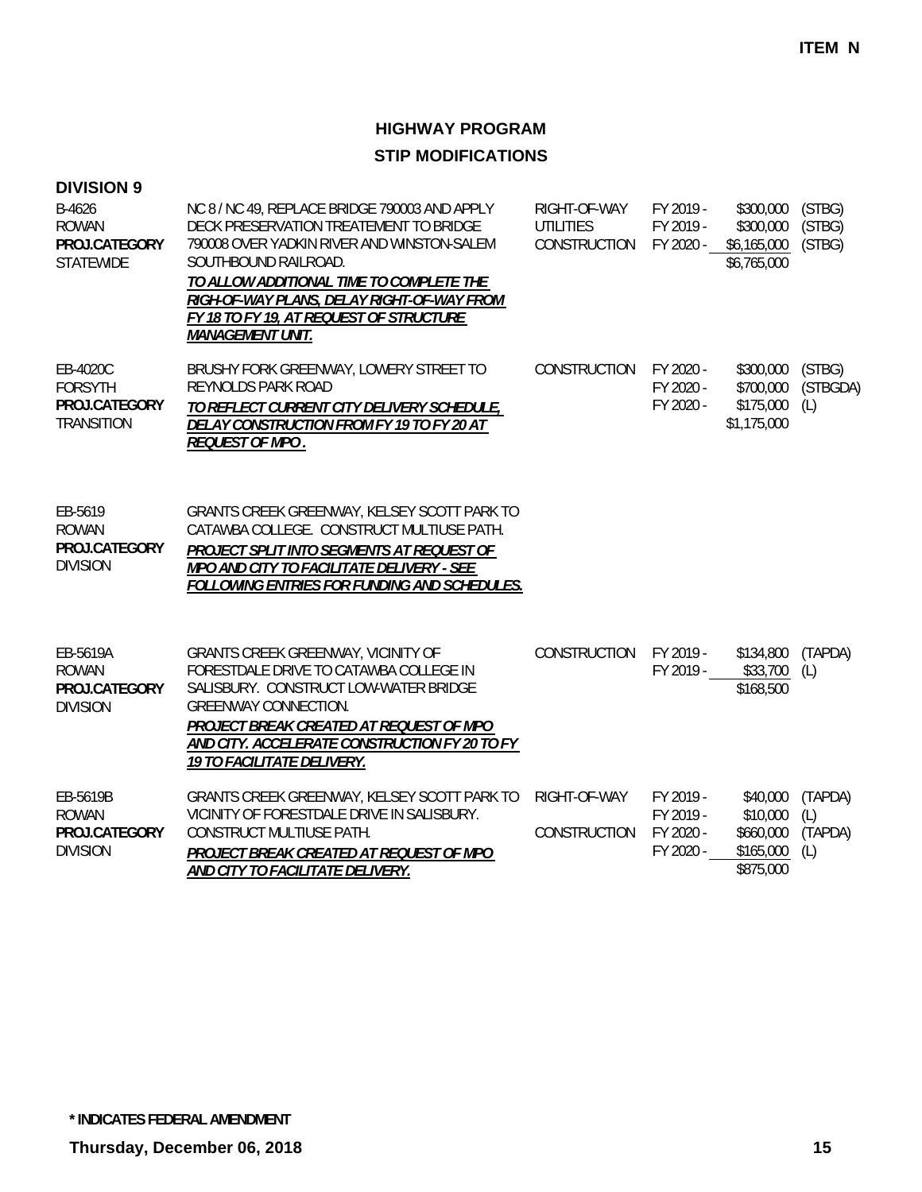**ITEM N**

# HIGHWAY PROGRAM

## STIP MODIFICATIONS

### DIVISION 9

| Project | Description | Work Type | Fiscal Year | Amount | Fund |
|---|---|---|---|---|---|
| B-4626<br>ROWAN<br>**PROJ.CATEGORY**<br>STATEWIDE | NC 8 / NC 49, REPLACE BRIDGE 790003 AND APPLY DECK PRESERVATION TREATEMENT TO BRIDGE 790008 OVER YADKIN RIVER AND WINSTON-SALEM SOUTHBOUND RAILROAD.<br>***TO ALLOW ADDITIONAL TIME TO COMPLETE THE RIGH-OF-WAY PLANS, DELAY RIGHT-OF-WAY FROM FY 18 TO FY 19, AT REQUEST OF STRUCTURE MANAGEMENT UNIT.*** | RIGHT-OF-WAY | FY 2019 - | $300,000 | (STBG) |
| | | UTILITIES | FY 2019 - | $300,000 | (STBG) |
| | | CONSTRUCTION | FY 2020 - | $6,165,000 | (STBG) |
| | | | | $6,765,000 | |
| EB-4020C<br>FORSYTH<br>**PROJ.CATEGORY**<br>TRANSITION | BRUSHY FORK GREENWAY, LOWERY STREET TO REYNOLDS PARK ROAD<br>***TO REFLECT CURRENT CITY DELIVERY SCHEDULE, DELAY CONSTRUCTION FROM FY 19 TO FY 20 AT REQUEST OF MPO.*** | CONSTRUCTION | FY 2020 - | $300,000 | (STBG) |
| | | | FY 2020 - | $700,000 | (STBGDA) |
| | | | FY 2020 - | $175,000 | (L) |
| | | | | $1,175,000 | |
| EB-5619<br>ROWAN<br>**PROJ.CATEGORY**<br>DIVISION | GRANTS CREEK GREENWAY, KELSEY SCOTT PARK TO CATAWBA COLLEGE. CONSTRUCT MULTIUSE PATH.<br>***PROJECT SPLIT INTO SEGMENTS AT REQUEST OF MPO AND CITY TO FACILITATE DELIVERY - SEE FOLLOWING ENTRIES FOR FUNDING AND SCHEDULES.*** | | | | |
| EB-5619A<br>ROWAN<br>**PROJ.CATEGORY**<br>DIVISION | GRANTS CREEK GREENWAY, VICINITY OF FORESTDALE DRIVE TO CATAWBA COLLEGE IN SALISBURY. CONSTRUCT LOW-WATER BRIDGE GREENWAY CONNECTION.<br>***PROJECT BREAK CREATED AT REQUEST OF MPO AND CITY. ACCELERATE CONSTRUCTION FY 20 TO FY 19 TO FACILITATE DELIVERY.*** | CONSTRUCTION | FY 2019 - | $134,800 | (TAPDA) |
| | | | FY 2019 - | $33,700 | (L) |
| | | | | $168,500 | |
| EB-5619B<br>ROWAN<br>**PROJ.CATEGORY**<br>DIVISION | GRANTS CREEK GREENWAY, KELSEY SCOTT PARK TO VICINITY OF FORESTDALE DRIVE IN SALISBURY. CONSTRUCT MULTIUSE PATH.<br>***PROJECT BREAK CREATED AT REQUEST OF MPO AND CITY TO FACILITATE DELIVERY.*** | RIGHT-OF-WAY | FY 2019 - | $40,000 | (TAPDA) |
| | | | FY 2019 - | $10,000 | (L) |
| | | CONSTRUCTION | FY 2020 - | $660,000 | (TAPDA) |
| | | | FY 2020 - | $165,000 | (L) |
| | | | | $875,000 | |

**\* INDICATES FEDERAL AMENDMENT**

**Thursday, December 06, 2018**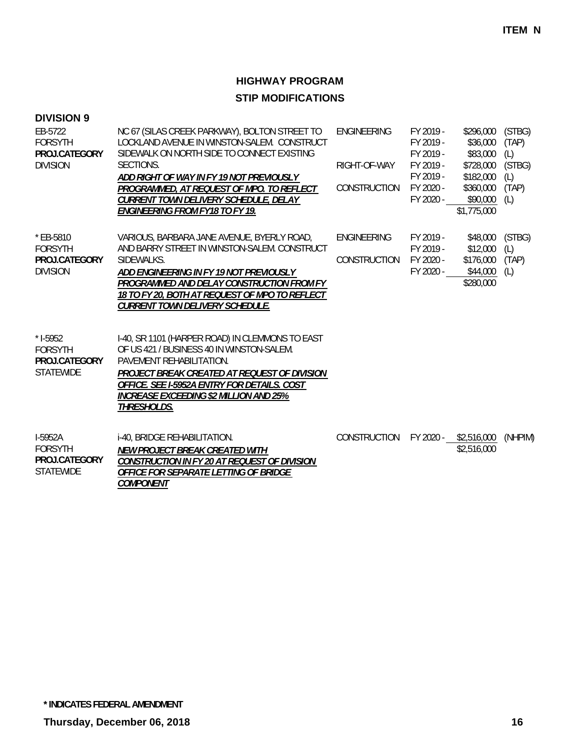ITEM N

# HIGHWAY PROGRAM

## STIP MODIFICATIONS

### DIVISION 9

| Project | Description | Phase | Year | Amount | Fund |
|---|---|---|---|---|---|
| EB-5722<br>FORSYTH<br>**PROJ.CATEGORY**<br>DIVISION | NC 67 (SILAS CREEK PARKWAY), BOLTON STREET TO LOCKLAND AVENUE IN WINSTON-SALEM. CONSTRUCT SIDEWALK ON NORTH SIDE TO CONNECT EXISTING SECTIONS.<br>***ADD RIGHT OF WAY IN FY 19 NOT PREVIOUSLY PROGRAMMED, AT REQUEST OF MPO. TO REFLECT CURRENT TOWN DELIVERY SCHEDULE, DELAY ENGINEERING FROM FY18 TO FY 19.*** | ENGINEERING | FY 2019 - | $296,000 | (STBG) |
| | | | FY 2019 - | $36,000 | (TAP) |
| | | | FY 2019 - | $83,000 | (L) |
| | | RIGHT-OF-WAY | FY 2019 - | $728,000 | (STBG) |
| | | | FY 2019 - | $182,000 | (L) |
| | | CONSTRUCTION | FY 2020 - | $360,000 | (TAP) |
| | | | FY 2020 - | $90,000 | (L) |
| | | | | $1,775,000 | |
| * EB-5810<br>FORSYTH<br>**PROJ.CATEGORY**<br>DIVISION | VARIOUS, BARBARA JANE AVENUE, BYERLY ROAD, AND BARRY STREET IN WINSTON-SALEM. CONSTRUCT SIDEWALKS.<br>***ADD ENGINEERING IN FY 19 NOT PREVIOUSLY PROGRAMMED AND DELAY CONSTRUCTION FROM FY 18 TO FY 20, BOTH AT REQUEST OF MPO TO REFLECT CURRENT TOWN DELIVERY SCHEDULE.*** | ENGINEERING | FY 2019 - | $48,000 | (STBG) |
| | | | FY 2019 - | $12,000 | (L) |
| | | CONSTRUCTION | FY 2020 - | $176,000 | (TAP) |
| | | | FY 2020 - | $44,000 | (L) |
| | | | | $280,000 | |
| * I-5952<br>FORSYTH<br>**PROJ.CATEGORY**<br>STATEWIDE | I-40, SR 1101 (HARPER ROAD) IN CLEMMONS TO EAST OF US 421 / BUSINESS 40 IN WINSTON-SALEM. PAVEMENT REHABILITATION.<br>***PROJECT BREAK CREATED AT REQUEST OF DIVISION OFFICE. SEE I-5952A ENTRY FOR DETAILS. COST INCREASE EXCEEDING $2 MILLION AND 25% THRESHOLDS.*** | | | | |
| I-5952A<br>FORSYTH<br>**PROJ.CATEGORY**<br>STATEWIDE | i-40, BRIDGE REHABILITATION.<br>***NEW PROJECT BREAK CREATED WITH CONSTRUCTION IN FY 20 AT REQUEST OF DIVISION OFFICE FOR SEPARATE LETTING OF BRIDGE COMPONENT*** | CONSTRUCTION | FY 2020 - | $2,516,000 | (NHPIM) |
| | | | | $2,516,000 | |

**\* INDICATES FEDERAL AMENDMENT**

**Thursday, December 06, 2018**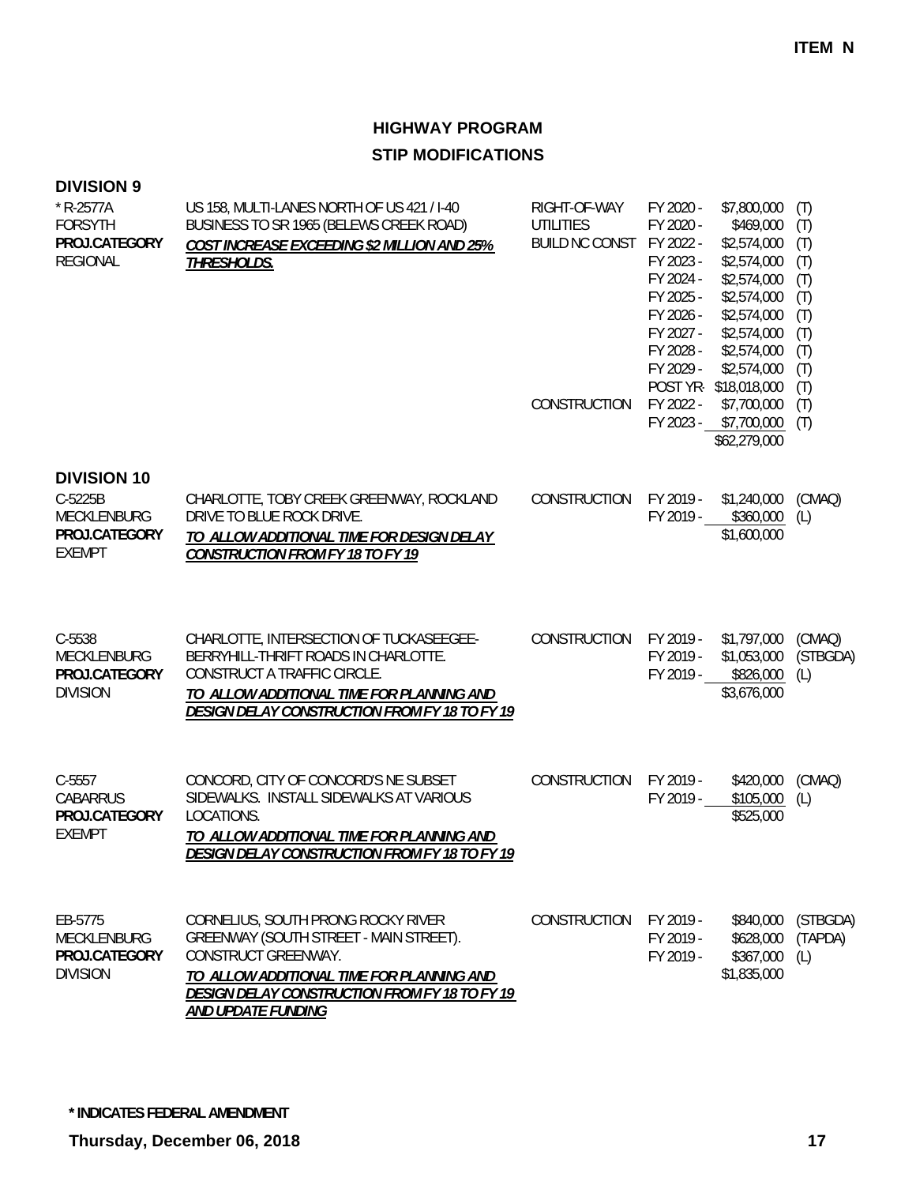**ITEM N**

# HIGHWAY PROGRAM

## STIP MODIFICATIONS

### DIVISION 9

| Project | Description | Work Type | Fiscal Year | Amount | Source |
|---|---|---|---|---|---|
| * R-2577A<br>FORSYTH<br>**PROJ.CATEGORY**<br>REGIONAL | US 158, MULTI-LANES NORTH OF US 421 / I-40 BUSINESS TO SR 1965 (BELEWS CREEK ROAD)<br>***COST INCREASE EXCEEDING $2 MILLION AND 25% THRESHOLDS.*** | RIGHT-OF-WAY | FY 2020 - | $7,800,000 | (T) |
| | | UTILITIES | FY 2020 - | $469,000 | (T) |
| | | BUILD NC CONST | FY 2022 - | $2,574,000 | (T) |
| | | | FY 2023 - | $2,574,000 | (T) |
| | | | FY 2024 - | $2,574,000 | (T) |
| | | | FY 2025 - | $2,574,000 | (T) |
| | | | FY 2026 - | $2,574,000 | (T) |
| | | | FY 2027 - | $2,574,000 | (T) |
| | | | FY 2028 - | $2,574,000 | (T) |
| | | | FY 2029 - | $2,574,000 | (T) |
| | | | POST YR- | $18,018,000 | (T) |
| | | CONSTRUCTION | FY 2022 - | $7,700,000 | (T) |
| | | | FY 2023 - | $7,700,000 | (T) |
| | | | | $62,279,000 | |

### DIVISION 10

| Project | Description | Work Type | Fiscal Year | Amount | Source |
|---|---|---|---|---|---|
| C-5225B<br>MECKLENBURG<br>**PROJ.CATEGORY**<br>EXEMPT | CHARLOTTE, TOBY CREEK GREENWAY, ROCKLAND DRIVE TO BLUE ROCK DRIVE.<br>***TO ALLOW ADDITIONAL TIME FOR DESIGN DELAY CONSTRUCTION FROM FY 18 TO FY 19*** | CONSTRUCTION | FY 2019 - | $1,240,000 | (CMAQ) |
| | | | FY 2019 - | $360,000 | (L) |
| | | | | $1,600,000 | |
| C-5538<br>MECKLENBURG<br>**PROJ.CATEGORY**<br>DIVISION | CHARLOTTE, INTERSECTION OF TUCKASEEGEE-BERRYHILL-THRIFT ROADS IN CHARLOTTE. CONSTRUCT A TRAFFIC CIRCLE.<br>***TO ALLOW ADDITIONAL TIME FOR PLANNING AND DESIGN DELAY CONSTRUCTION FROM FY 18 TO FY 19*** | CONSTRUCTION | FY 2019 - | $1,797,000 | (CMAQ) |
| | | | FY 2019 - | $1,053,000 | (STBGDA) |
| | | | FY 2019 - | $826,000 | (L) |
| | | | | $3,676,000 | |
| C-5557<br>CABARRUS<br>**PROJ.CATEGORY**<br>EXEMPT | CONCORD, CITY OF CONCORD'S NE SUBSET SIDEWALKS. INSTALL SIDEWALKS AT VARIOUS LOCATIONS.<br>***TO ALLOW ADDITIONAL TIME FOR PLANNING AND DESIGN DELAY CONSTRUCTION FROM FY 18 TO FY 19*** | CONSTRUCTION | FY 2019 - | $420,000 | (CMAQ) |
| | | | FY 2019 - | $105,000 | (L) |
| | | | | $525,000 | |
| EB-5775<br>MECKLENBURG<br>**PROJ.CATEGORY**<br>DIVISION | CORNELIUS, SOUTH PRONG ROCKY RIVER GREENWAY (SOUTH STREET - MAIN STREET). CONSTRUCT GREENWAY.<br>***TO ALLOW ADDITIONAL TIME FOR PLANNING AND DESIGN DELAY CONSTRUCTION FROM FY 18 TO FY 19 AND UPDATE FUNDING*** | CONSTRUCTION | FY 2019 - | $840,000 | (STBGDA) |
| | | | FY 2019 - | $628,000 | (TAPDA) |
| | | | FY 2019 - | $367,000 | (L) |
| | | | | $1,835,000 | |

*** INDICATES FEDERAL AMENDMENT**

**Thursday, December 06, 2018**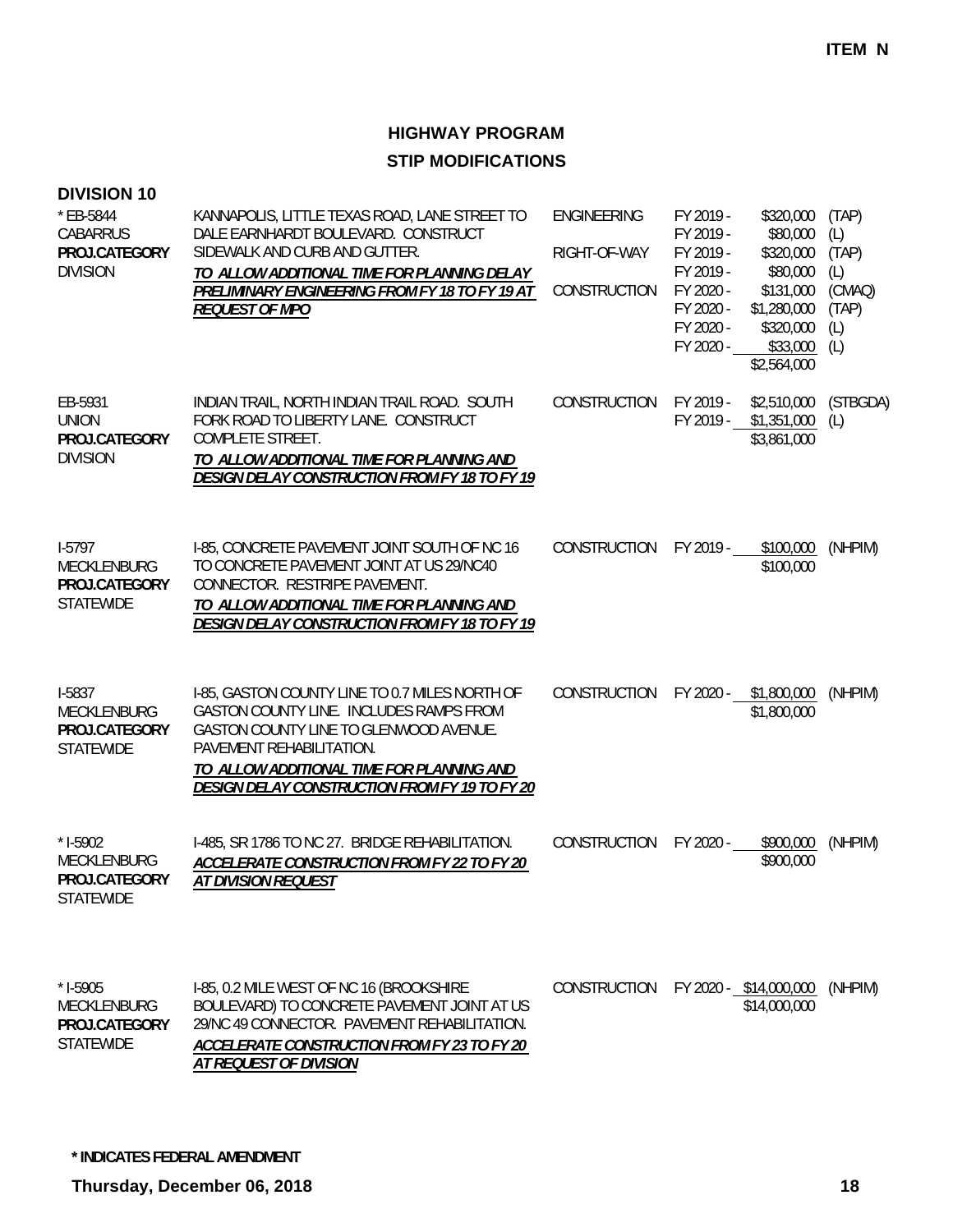**ITEM N**

# HIGHWAY PROGRAM

## STIP MODIFICATIONS

### DIVISION 10

| Project | Description | Phase | Fiscal Year | Amount | Fund |
|---|---|---|---|---|---|
| * EB-5844<br>CABARRUS<br>**PROJ.CATEGORY**<br>DIVISION | KANNAPOLIS, LITTLE TEXAS ROAD, LANE STREET TO DALE EARNHARDT BOULEVARD. CONSTRUCT SIDEWALK AND CURB AND GUTTER.<br>***TO ALLOW ADDITIONAL TIME FOR PLANNING DELAY PRELIMINARY ENGINEERING FROM FY 18 TO FY 19 AT REQUEST OF MPO*** | ENGINEERING | FY 2019 - | $320,000 | (TAP) |
| | | | FY 2019 - | $80,000 | (L) |
| | | RIGHT-OF-WAY | FY 2019 - | $320,000 | (TAP) |
| | | | FY 2019 - | $80,000 | (L) |
| | | CONSTRUCTION | FY 2020 - | $131,000 | (CMAQ) |
| | | | FY 2020 - | $1,280,000 | (TAP) |
| | | | FY 2020 - | $320,000 | (L) |
| | | | FY 2020 - | $33,000 | (L) |
| | | | | $2,564,000 | |
| EB-5931<br>UNION<br>**PROJ.CATEGORY**<br>DIVISION | INDIAN TRAIL, NORTH INDIAN TRAIL ROAD. SOUTH FORK ROAD TO LIBERTY LANE. CONSTRUCT COMPLETE STREET.<br>***TO ALLOW ADDITIONAL TIME FOR PLANNING AND DESIGN DELAY CONSTRUCTION FROM FY 18 TO FY 19*** | CONSTRUCTION | FY 2019 - | $2,510,000 | (STBGDA) |
| | | | FY 2019 - | $1,351,000 | (L) |
| | | | | $3,861,000 | |
| I-5797<br>MECKLENBURG<br>**PROJ.CATEGORY**<br>STATEWIDE | I-85, CONCRETE PAVEMENT JOINT SOUTH OF NC 16 TO CONCRETE PAVEMENT JOINT AT US 29/NC40 CONNECTOR. RESTRIPE PAVEMENT.<br>***TO ALLOW ADDITIONAL TIME FOR PLANNING AND DESIGN DELAY CONSTRUCTION FROM FY 18 TO FY 19*** | CONSTRUCTION | FY 2019 - | $100,000 | (NHPIM) |
| | | | | $100,000 | |
| I-5837<br>MECKLENBURG<br>**PROJ.CATEGORY**<br>STATEWIDE | I-85, GASTON COUNTY LINE TO 0.7 MILES NORTH OF GASTON COUNTY LINE. INCLUDES RAMPS FROM GASTON COUNTY LINE TO GLENWOOD AVENUE. PAVEMENT REHABILITATION.<br>***TO ALLOW ADDITIONAL TIME FOR PLANNING AND DESIGN DELAY CONSTRUCTION FROM FY 19 TO FY 20*** | CONSTRUCTION | FY 2020 - | $1,800,000 | (NHPIM) |
| | | | | $1,800,000 | |
| * I-5902<br>MECKLENBURG<br>**PROJ.CATEGORY**<br>STATEWIDE | I-485, SR 1786 TO NC 27. BRIDGE REHABILITATION.<br>***ACCELERATE CONSTRUCTION FROM FY 22 TO FY 20 AT DIVISION REQUEST*** | CONSTRUCTION | FY 2020 - | $900,000 | (NHPIM) |
| | | | | $900,000 | |
| * I-5905<br>MECKLENBURG<br>**PROJ.CATEGORY**<br>STATEWIDE | I-85, 0.2 MILE WEST OF NC 16 (BROOKSHIRE BOULEVARD) TO CONCRETE PAVEMENT JOINT AT US 29/NC 49 CONNECTOR. PAVEMENT REHABILITATION.<br>***ACCELERATE CONSTRUCTION FROM FY 23 TO FY 20 AT REQUEST OF DIVISION*** | CONSTRUCTION | FY 2020 - | $14,000,000 | (NHPIM) |
| | | | | $14,000,000 | |

**\* INDICATES FEDERAL AMENDMENT**

**Thursday, December 06, 2018**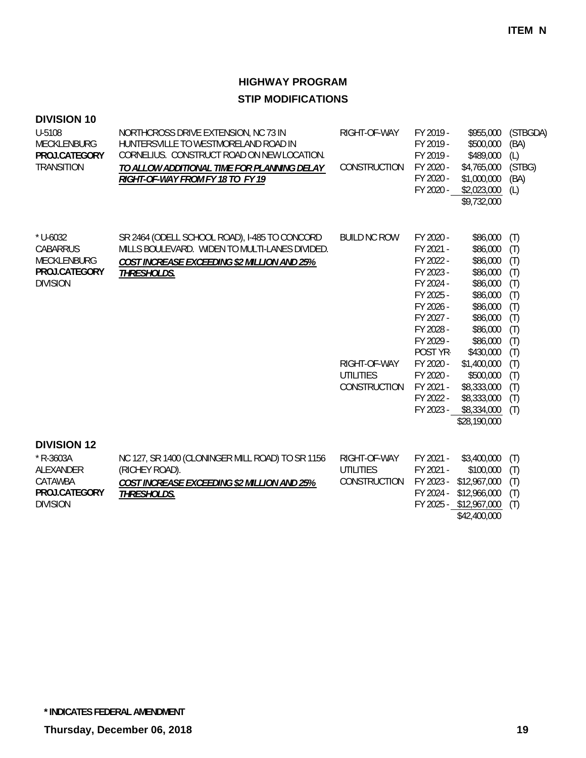ITEM N

# HIGHWAY PROGRAM

## STIP MODIFICATIONS

### DIVISION 10

| Project | Description | Phase | Year | Amount | Fund |
|---|---|---|---|---|---|
| U-5108<br>MECKLENBURG<br>**PROJ.CATEGORY**<br>TRANSITION | NORTHCROSS DRIVE EXTENSION, NC 73 IN HUNTERSVILLE TO WESTMORELAND ROAD IN CORNELIUS. CONSTRUCT ROAD ON NEW LOCATION.<br>***TO ALLOW ADDITIONAL TIME FOR PLANNING DELAY RIGHT-OF-WAY FROM FY 18 TO FY 19*** | RIGHT-OF-WAY | FY 2019 - | $955,000 | (STBGDA) |
| | | | FY 2019 - | $500,000 | (BA) |
| | | | FY 2019 - | $489,000 | (L) |
| | | CONSTRUCTION | FY 2020 - | $4,765,000 | (STBG) |
| | | | FY 2020 - | $1,000,000 | (BA) |
| | | | FY 2020 - | $2,023,000 | (L) |
| | | | | $9,732,000 | |
| * U-6032<br>CABARRUS<br>MECKLENBURG<br>**PROJ.CATEGORY**<br>DIVISION | SR 2464 (ODELL SCHOOL ROAD), I-485 TO CONCORD MILLS BOULEVARD. WIDEN TO MULTI-LANES DIVIDED.<br>***COST INCREASE EXCEEDING $2 MILLION AND 25% THRESHOLDS.*** | BUILD NC ROW | FY 2020 - | $86,000 | (T) |
| | | | FY 2021 - | $86,000 | (T) |
| | | | FY 2022 - | $86,000 | (T) |
| | | | FY 2023 - | $86,000 | (T) |
| | | | FY 2024 - | $86,000 | (T) |
| | | | FY 2025 - | $86,000 | (T) |
| | | | FY 2026 - | $86,000 | (T) |
| | | | FY 2027 - | $86,000 | (T) |
| | | | FY 2028 - | $86,000 | (T) |
| | | | FY 2029 - | $86,000 | (T) |
| | | | POST YR- | $430,000 | (T) |
| | | RIGHT-OF-WAY | FY 2020 - | $1,400,000 | (T) |
| | | UTILITIES | FY 2020 - | $500,000 | (T) |
| | | CONSTRUCTION | FY 2021 - | $8,333,000 | (T) |
| | | | FY 2022 - | $8,333,000 | (T) |
| | | | FY 2023 - | $8,334,000 | (T) |
| | | | | $28,190,000 | |

### DIVISION 12

| Project | Description | Phase | Year | Amount | Fund |
|---|---|---|---|---|---|
| * R-3603A<br>ALEXANDER<br>CATAWBA<br>**PROJ.CATEGORY**<br>DIVISION | NC 127, SR 1400 (CLONINGER MILL ROAD) TO SR 1156 (RICHEY ROAD).<br>***COST INCREASE EXCEEDING $2 MILLION AND 25% THRESHOLDS.*** | RIGHT-OF-WAY | FY 2021 - | $3,400,000 | (T) |
| | | UTILITIES | FY 2021 - | $100,000 | (T) |
| | | CONSTRUCTION | FY 2023 - | $12,967,000 | (T) |
| | | | FY 2024 - | $12,966,000 | (T) |
| | | | FY 2025 - | $12,967,000 | (T) |
| | | | | $42,400,000 | |

**\* INDICATES FEDERAL AMENDMENT**

**Thursday, December 06, 2018**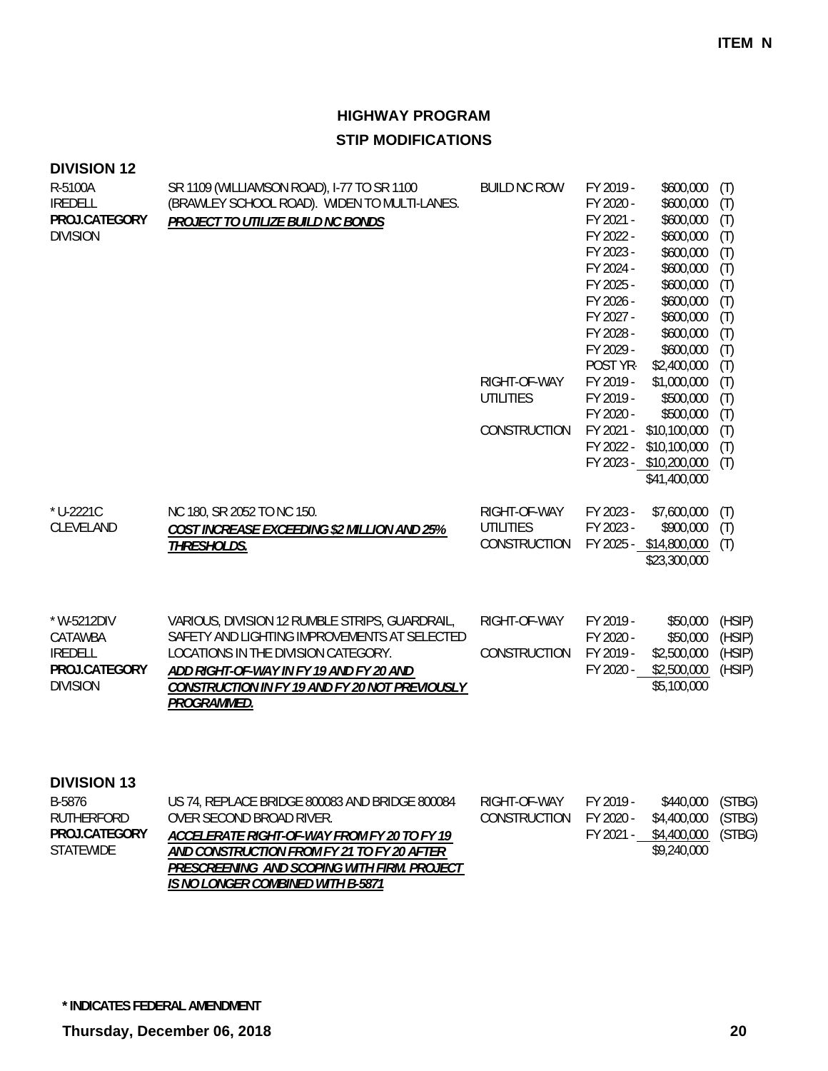**ITEM N**

# HIGHWAY PROGRAM

## STIP MODIFICATIONS

### DIVISION 12

| Project | Description | Work Type | Fiscal Year | Amount | Source |
|---|---|---|---|---|---|
| R-5100A<br>IREDELL<br>**PROJ.CATEGORY**<br>DIVISION | SR 1109 (WILLIAMSON ROAD), I-77 TO SR 1100 (BRAWLEY SCHOOL ROAD). WIDEN TO MULTI-LANES.<br>***PROJECT TO UTILIZE BUILD NC BONDS*** | BUILD NC ROW | FY 2019 - | $600,000 | (T) |
| | | | FY 2020 - | $600,000 | (T) |
| | | | FY 2021 - | $600,000 | (T) |
| | | | FY 2022 - | $600,000 | (T) |
| | | | FY 2023 - | $600,000 | (T) |
| | | | FY 2024 - | $600,000 | (T) |
| | | | FY 2025 - | $600,000 | (T) |
| | | | FY 2026 - | $600,000 | (T) |
| | | | FY 2027 - | $600,000 | (T) |
| | | | FY 2028 - | $600,000 | (T) |
| | | | FY 2029 - | $600,000 | (T) |
| | | | POST YR- | $2,400,000 | (T) |
| | | RIGHT-OF-WAY | FY 2019 - | $1,000,000 | (T) |
| | | UTILITIES | FY 2019 - | $500,000 | (T) |
| | | | FY 2020 - | $500,000 | (T) |
| | | CONSTRUCTION | FY 2021 - | $10,100,000 | (T) |
| | | | FY 2022 - | $10,100,000 | (T) |
| | | | FY 2023 - | $10,200,000 | (T) |
| | | | | $41,400,000 | |
| * U-2221C<br>CLEVELAND | NC 180, SR 2052 TO NC 150.<br>***COST INCREASE EXCEEDING $2 MILLION AND 25% THRESHOLDS.*** | RIGHT-OF-WAY | FY 2023 - | $7,600,000 | (T) |
| | | UTILITIES | FY 2023 - | $900,000 | (T) |
| | | CONSTRUCTION | FY 2025 - | $14,800,000 | (T) |
| | | | | $23,300,000 | |
| * W-5212DIV<br>CATAWBA<br>IREDELL<br>**PROJ.CATEGORY**<br>DIVISION | VARIOUS, DIVISION 12 RUMBLE STRIPS, GUARDRAIL, SAFETY AND LIGHTING IMPROVEMENTS AT SELECTED LOCATIONS IN THE DIVISION CATEGORY.<br>***ADD RIGHT-OF-WAY IN FY 19 AND FY 20 AND CONSTRUCTION IN FY 19 AND FY 20 NOT PREVIOUSLY PROGRAMMED.*** | RIGHT-OF-WAY | FY 2019 - | $50,000 | (HSIP) |
| | | | FY 2020 - | $50,000 | (HSIP) |
| | | CONSTRUCTION | FY 2019 - | $2,500,000 | (HSIP) |
| | | | FY 2020 - | $2,500,000 | (HSIP) |
| | | | | $5,100,000 | |

### DIVISION 13

| Project | Description | Work Type | Fiscal Year | Amount | Source |
|---|---|---|---|---|---|
| B-5876<br>RUTHERFORD<br>**PROJ.CATEGORY**<br>STATEWIDE | US 74, REPLACE BRIDGE 800083 AND BRIDGE 800084 OVER SECOND BROAD RIVER.<br>***ACCELERATE RIGHT-OF-WAY FROM FY 20 TO FY 19 AND CONSTRUCTION FROM FY 21 TO FY 20 AFTER PRESCREENING AND SCOPING WITH FIRM. PROJECT IS NO LONGER COMBINED WITH B-5871*** | RIGHT-OF-WAY | FY 2019 - | $440,000 | (STBG) |
| | | CONSTRUCTION | FY 2020 - | $4,400,000 | (STBG) |
| | | | FY 2021 - | $4,400,000 | (STBG) |
| | | | | $9,240,000 | |

**\* INDICATES FEDERAL AMENDMENT**

**Thursday, December 06, 2018**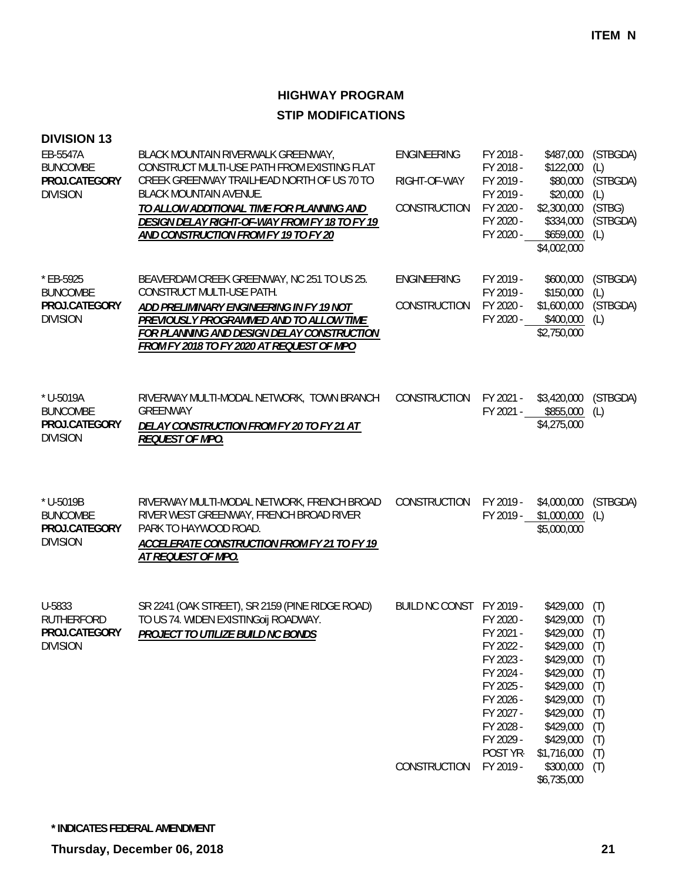**ITEM N**

## HIGHWAY PROGRAM
## STIP MODIFICATIONS

### DIVISION 13

EB-5547A
BUNCOMBE
**PROJ.CATEGORY**
DIVISION

BLACK MOUNTAIN RIVERWALK GREENWAY, CONSTRUCT MULTI-USE PATH FROM EXISTING FLAT CREEK GREENWAY TRAILHEAD NORTH OF US 70 TO BLACK MOUNTAIN AVENUE.
***TO ALLOW ADDITIONAL TIME FOR PLANNING AND DESIGN DELAY RIGHT-OF-WAY FROM FY 18 TO FY 19 AND CONSTRUCTION FROM FY 19 TO FY 20***

| Phase | Year | Amount | Fund |
|---|---|---|---|
| ENGINEERING | FY 2018 - | $487,000 | (STBGDA) |
| | FY 2018 - | $122,000 | (L) |
| RIGHT-OF-WAY | FY 2019 - | $80,000 | (STBGDA) |
| | FY 2019 - | $20,000 | (L) |
| CONSTRUCTION | FY 2020 - | $2,300,000 | (STBG) |
| | FY 2020 - | $334,000 | (STBGDA) |
| | FY 2020 - | $659,000 | (L) |
| | | $4,002,000 | |

* EB-5925
BUNCOMBE
**PROJ.CATEGORY**
DIVISION

BEAVERDAM CREEK GREENWAY, NC 251 TO US 25. CONSTRUCT MULTI-USE PATH.
***ADD PRELIMINARY ENGINEERING IN FY 19 NOT PREVIOUSLY PROGRAMMED AND TO ALLOW TIME FOR PLANNING AND DESIGN DELAY CONSTRUCTION FROM FY 2018 TO FY 2020 AT REQUEST OF MPO***

| Phase | Year | Amount | Fund |
|---|---|---|---|
| ENGINEERING | FY 2019 - | $600,000 | (STBGDA) |
| | FY 2019 - | $150,000 | (L) |
| CONSTRUCTION | FY 2020 - | $1,600,000 | (STBGDA) |
| | FY 2020 - | $400,000 | (L) |
| | | $2,750,000 | |

* U-5019A
BUNCOMBE
**PROJ.CATEGORY**
DIVISION

RIVERWAY MULTI-MODAL NETWORK, TOWN BRANCH GREENWAY
***DELAY CONSTRUCTION FROM FY 20 TO FY 21 AT REQUEST OF MPO.***

| Phase | Year | Amount | Fund |
|---|---|---|---|
| CONSTRUCTION | FY 2021 - | $3,420,000 | (STBGDA) |
| | FY 2021 - | $855,000 | (L) |
| | | $4,275,000 | |

* U-5019B
BUNCOMBE
**PROJ.CATEGORY**
DIVISION

RIVERWAY MULTI-MODAL NETWORK, FRENCH BROAD RIVER WEST GREENWAY, FRENCH BROAD RIVER PARK TO HAYWOOD ROAD.
***ACCELERATE CONSTRUCTION FROM FY 21 TO FY 19 AT REQUEST OF MPO.***

| Phase | Year | Amount | Fund |
|---|---|---|---|
| CONSTRUCTION | FY 2019 - | $4,000,000 | (STBGDA) |
| | FY 2019 - | $1,000,000 | (L) |
| | | $5,000,000 | |

U-5833
RUTHERFORD
**PROJ.CATEGORY**
DIVISION

SR 2241 (OAK STREET), SR 2159 (PINE RIDGE ROAD) TO US 74. WIDEN EXISTINGoij ROADWAY.
***PROJECT TO UTILIZE BUILD NC BONDS***

| Phase | Year | Amount | Fund |
|---|---|---|---|
| BUILD NC CONST | FY 2019 - | $429,000 | (T) |
| | FY 2020 - | $429,000 | (T) |
| | FY 2021 - | $429,000 | (T) |
| | FY 2022 - | $429,000 | (T) |
| | FY 2023 - | $429,000 | (T) |
| | FY 2024 - | $429,000 | (T) |
| | FY 2025 - | $429,000 | (T) |
| | FY 2026 - | $429,000 | (T) |
| | FY 2027 - | $429,000 | (T) |
| | FY 2028 - | $429,000 | (T) |
| | FY 2029 - | $429,000 | (T) |
| | POST YR- | $1,716,000 | (T) |
| CONSTRUCTION | FY 2019 - | $300,000 | (T) |
| | | $6,735,000 | |

*** INDICATES FEDERAL AMENDMENT**

**Thursday, December 06, 2018**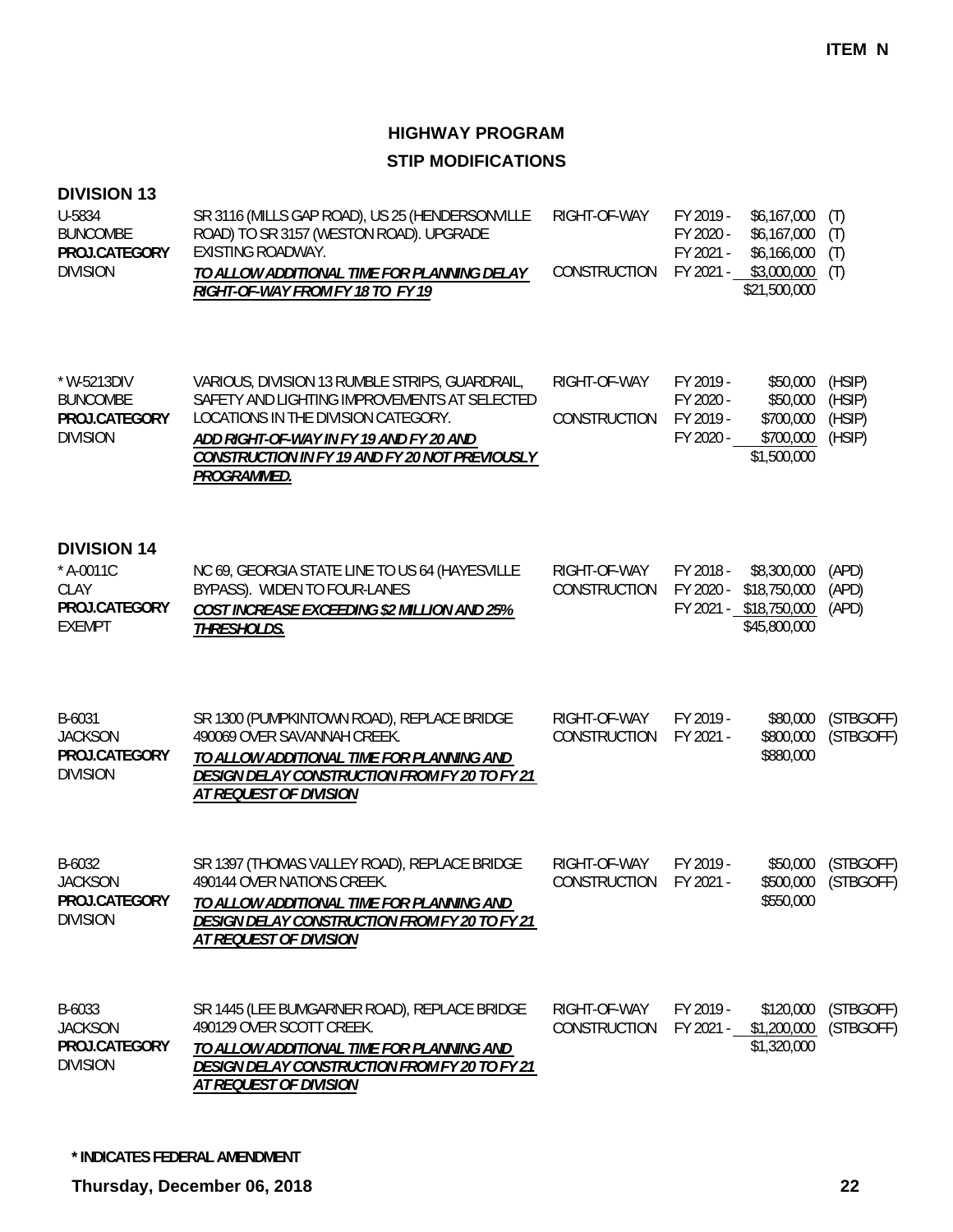**ITEM N**

# HIGHWAY PROGRAM

## STIP MODIFICATIONS

### DIVISION 13

| Project | Description | Work Type | Fiscal Year | Amount | Funding |
|---|---|---|---|---|---|
| U-5834<br>BUNCOMBE<br>**PROJ.CATEGORY**<br>DIVISION | SR 3116 (MILLS GAP ROAD), US 25 (HENDERSONVILLE ROAD) TO SR 3157 (WESTON ROAD). UPGRADE EXISTING ROADWAY.<br>***TO ALLOW ADDITIONAL TIME FOR PLANNING DELAY RIGHT-OF-WAY FROM FY 18 TO FY 19*** | RIGHT-OF-WAY | FY 2019 - | $6,167,000 | (T) |
| | | | FY 2020 - | $6,167,000 | (T) |
| | | | FY 2021 - | $6,166,000 | (T) |
| | | CONSTRUCTION | FY 2021 - | $3,000,000 | (T) |
| | | | | $21,500,000 | |
| * W-5213DIV<br>BUNCOMBE<br>**PROJ.CATEGORY**<br>DIVISION | VARIOUS, DIVISION 13 RUMBLE STRIPS, GUARDRAIL, SAFETY AND LIGHTING IMPROVEMENTS AT SELECTED LOCATIONS IN THE DIVISION CATEGORY.<br>***ADD RIGHT-OF-WAY IN FY 19 AND FY 20 AND CONSTRUCTION IN FY 19 AND FY 20 NOT PREVIOUSLY PROGRAMMED.*** | RIGHT-OF-WAY | FY 2019 - | $50,000 | (HSIP) |
| | | | FY 2020 - | $50,000 | (HSIP) |
| | | CONSTRUCTION | FY 2019 - | $700,000 | (HSIP) |
| | | | FY 2020 - | $700,000 | (HSIP) |
| | | | | $1,500,000 | |

### DIVISION 14

| Project | Description | Work Type | Fiscal Year | Amount | Funding |
|---|---|---|---|---|---|
| * A-0011C<br>CLAY<br>**PROJ.CATEGORY**<br>EXEMPT | NC 69, GEORGIA STATE LINE TO US 64 (HAYESVILLE BYPASS). WIDEN TO FOUR-LANES<br>***COST INCREASE EXCEEDING $2 MILLION AND 25% THRESHOLDS.*** | RIGHT-OF-WAY | FY 2018 - | $8,300,000 | (APD) |
| | | CONSTRUCTION | FY 2020 - | $18,750,000 | (APD) |
| | | | FY 2021 - | $18,750,000 | (APD) |
| | | | | $45,800,000 | |
| B-6031<br>JACKSON<br>**PROJ.CATEGORY**<br>DIVISION | SR 1300 (PUMPKINTOWN ROAD), REPLACE BRIDGE 490069 OVER SAVANNAH CREEK.<br>***TO ALLOW ADDITIONAL TIME FOR PLANNING AND DESIGN DELAY CONSTRUCTION FROM FY 20 TO FY 21 AT REQUEST OF DIVISION*** | RIGHT-OF-WAY | FY 2019 - | $80,000 | (STBGOFF) |
| | | CONSTRUCTION | FY 2021 - | $800,000 | (STBGOFF) |
| | | | | $880,000 | |
| B-6032<br>JACKSON<br>**PROJ.CATEGORY**<br>DIVISION | SR 1397 (THOMAS VALLEY ROAD), REPLACE BRIDGE 490144 OVER NATIONS CREEK.<br>***TO ALLOW ADDITIONAL TIME FOR PLANNING AND DESIGN DELAY CONSTRUCTION FROM FY 20 TO FY 21 AT REQUEST OF DIVISION*** | RIGHT-OF-WAY | FY 2019 - | $50,000 | (STBGOFF) |
| | | CONSTRUCTION | FY 2021 - | $500,000 | (STBGOFF) |
| | | | | $550,000 | |
| B-6033<br>JACKSON<br>**PROJ.CATEGORY**<br>DIVISION | SR 1445 (LEE BUMGARNER ROAD), REPLACE BRIDGE 490129 OVER SCOTT CREEK.<br>***TO ALLOW ADDITIONAL TIME FOR PLANNING AND DESIGN DELAY CONSTRUCTION FROM FY 20 TO FY 21 AT REQUEST OF DIVISION*** | RIGHT-OF-WAY | FY 2019 - | $120,000 | (STBGOFF) |
| | | CONSTRUCTION | FY 2021 - | $1,200,000 | (STBGOFF) |
| | | | | $1,320,000 | |

**\* INDICATES FEDERAL AMENDMENT**

**Thursday, December 06, 2018**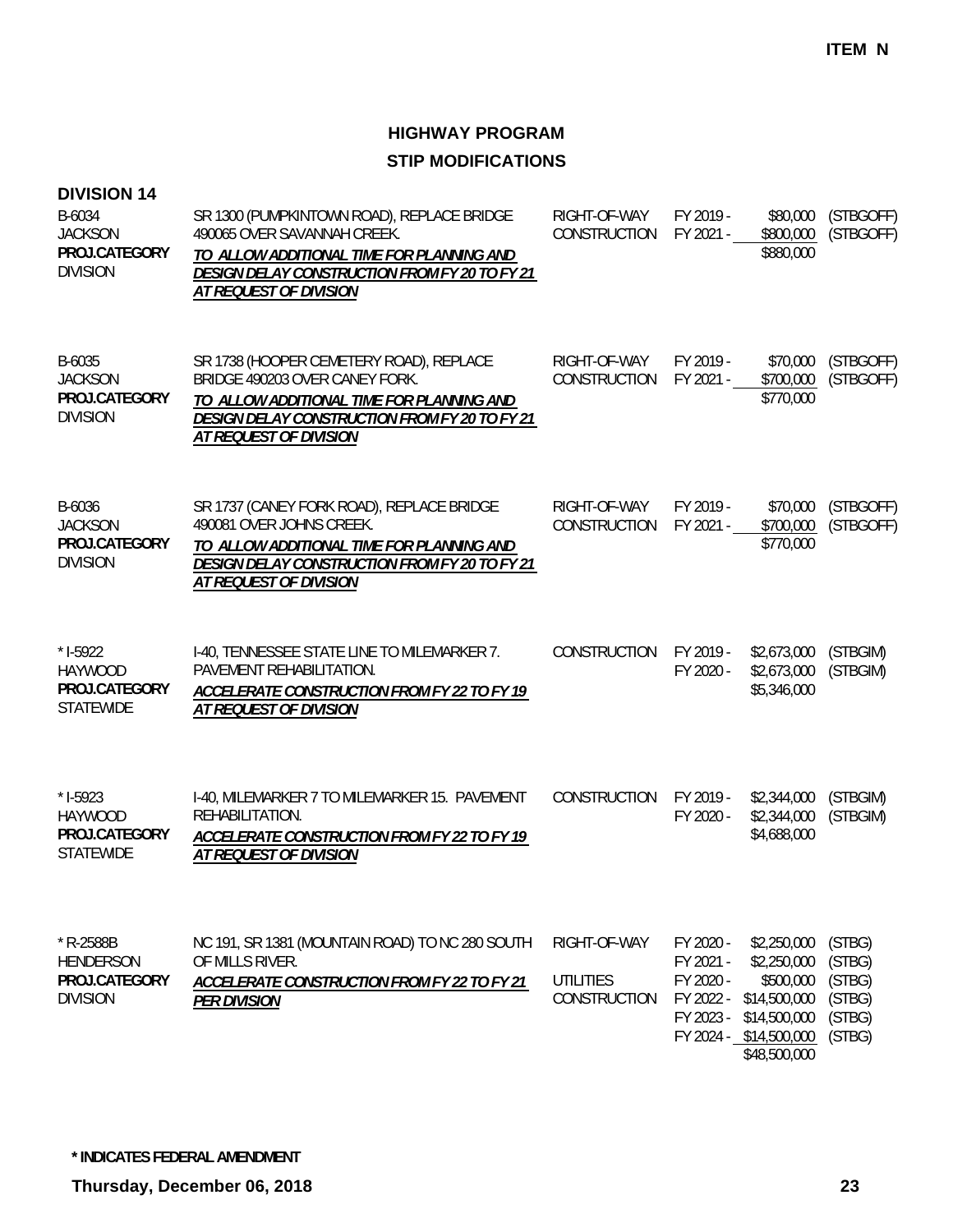**ITEM N**

# HIGHWAY PROGRAM

## STIP MODIFICATIONS

### DIVISION 14

| Project | Description | Work Type | Fiscal Year | Amount | Fund |
|---|---|---|---|---|---|
| B-6034<br>JACKSON<br>**PROJ.CATEGORY**<br>DIVISION | SR 1300 (PUMPKINTOWN ROAD), REPLACE BRIDGE 490065 OVER SAVANNAH CREEK.<br>***TO ALLOW ADDITIONAL TIME FOR PLANNING AND DESIGN DELAY CONSTRUCTION FROM FY 20 TO FY 21 AT REQUEST OF DIVISION*** | RIGHT-OF-WAY | FY 2019 - | $80,000 | (STBGOFF) |
| | | CONSTRUCTION | FY 2021 - | $800,000 | (STBGOFF) |
| | | | | $880,000 | |
| B-6035<br>JACKSON<br>**PROJ.CATEGORY**<br>DIVISION | SR 1738 (HOOPER CEMETERY ROAD), REPLACE BRIDGE 490203 OVER CANEY FORK.<br>***TO ALLOW ADDITIONAL TIME FOR PLANNING AND DESIGN DELAY CONSTRUCTION FROM FY 20 TO FY 21 AT REQUEST OF DIVISION*** | RIGHT-OF-WAY | FY 2019 - | $70,000 | (STBGOFF) |
| | | CONSTRUCTION | FY 2021 - | $700,000 | (STBGOFF) |
| | | | | $770,000 | |
| B-6036<br>JACKSON<br>**PROJ.CATEGORY**<br>DIVISION | SR 1737 (CANEY FORK ROAD), REPLACE BRIDGE 490081 OVER JOHNS CREEK.<br>***TO ALLOW ADDITIONAL TIME FOR PLANNING AND DESIGN DELAY CONSTRUCTION FROM FY 20 TO FY 21 AT REQUEST OF DIVISION*** | RIGHT-OF-WAY | FY 2019 - | $70,000 | (STBGOFF) |
| | | CONSTRUCTION | FY 2021 - | $700,000 | (STBGOFF) |
| | | | | $770,000 | |
| * I-5922<br>HAYWOOD<br>**PROJ.CATEGORY**<br>STATEWIDE | I-40, TENNESSEE STATE LINE TO MILEMARKER 7. PAVEMENT REHABILITATION.<br>***ACCELERATE CONSTRUCTION FROM FY 22 TO FY 19 AT REQUEST OF DIVISION*** | CONSTRUCTION | FY 2019 - | $2,673,000 | (STBGIM) |
| | | | FY 2020 - | $2,673,000 | (STBGIM) |
| | | | | $5,346,000 | |
| * I-5923<br>HAYWOOD<br>**PROJ.CATEGORY**<br>STATEWIDE | I-40, MILEMARKER 7 TO MILEMARKER 15. PAVEMENT REHABILITATION.<br>***ACCELERATE CONSTRUCTION FROM FY 22 TO FY 19 AT REQUEST OF DIVISION*** | CONSTRUCTION | FY 2019 - | $2,344,000 | (STBGIM) |
| | | | FY 2020 - | $2,344,000 | (STBGIM) |
| | | | | $4,688,000 | |
| * R-2588B<br>HENDERSON<br>**PROJ.CATEGORY**<br>DIVISION | NC 191, SR 1381 (MOUNTAIN ROAD) TO NC 280 SOUTH OF MILLS RIVER.<br>***ACCELERATE CONSTRUCTION FROM FY 22 TO FY 21 PER DIVISION*** | RIGHT-OF-WAY | FY 2020 - | $2,250,000 | (STBG) |
| | | | FY 2021 - | $2,250,000 | (STBG) |
| | | UTILITIES | FY 2020 - | $500,000 | (STBG) |
| | | CONSTRUCTION | FY 2022 - | $14,500,000 | (STBG) |
| | | | FY 2023 - | $14,500,000 | (STBG) |
| | | | FY 2024 - | $14,500,000 | (STBG) |
| | | | | $48,500,000 | |

*** INDICATES FEDERAL AMENDMENT**

**Thursday, December 06, 2018**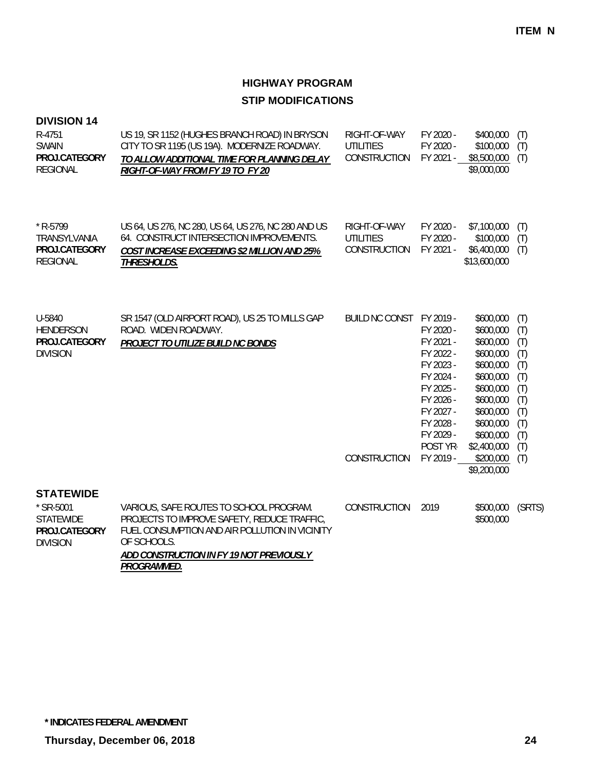**ITEM N**

# HIGHWAY PROGRAM

## STIP MODIFICATIONS

### DIVISION 14

| Project | Description | Work Type | Year | Cost | Fund |
|---|---|---|---|---|---|
| R-4751<br>SWAIN<br>**PROJ.CATEGORY**<br>REGIONAL | US 19, SR 1152 (HUGHES BRANCH ROAD) IN BRYSON CITY TO SR 1195 (US 19A). MODERNIZE ROADWAY.<br>***TO ALLOW ADDITIONAL TIME FOR PLANNING DELAY RIGHT-OF-WAY FROM FY 19 TO FY 20*** | RIGHT-OF-WAY | FY 2020 - | $400,000 | (T) |
| | | UTILITIES | FY 2020 - | $100,000 | (T) |
| | | CONSTRUCTION | FY 2021 - | $8,500,000 | (T) |
| | | | | $9,000,000 | |
| * R-5799<br>TRANSYLVANIA<br>**PROJ.CATEGORY**<br>REGIONAL | US 64, US 276, NC 280, US 64, US 276, NC 280 AND US 64. CONSTRUCT INTERSECTION IMPROVEMENTS.<br>***COST INCREASE EXCEEDING $2 MILLION AND 25% THRESHOLDS.*** | RIGHT-OF-WAY | FY 2020 - | $7,100,000 | (T) |
| | | UTILITIES | FY 2020 - | $100,000 | (T) |
| | | CONSTRUCTION | FY 2021 - | $6,400,000 | (T) |
| | | | | $13,600,000 | |
| U-5840<br>HENDERSON<br>**PROJ.CATEGORY**<br>DIVISION | SR 1547 (OLD AIRPORT ROAD), US 25 TO MILLS GAP ROAD. WIDEN ROADWAY.<br>***PROJECT TO UTILIZE BUILD NC BONDS*** | BUILD NC CONST | FY 2019 - | $600,000 | (T) |
| | | | FY 2020 - | $600,000 | (T) |
| | | | FY 2021 - | $600,000 | (T) |
| | | | FY 2022 - | $600,000 | (T) |
| | | | FY 2023 - | $600,000 | (T) |
| | | | FY 2024 - | $600,000 | (T) |
| | | | FY 2025 - | $600,000 | (T) |
| | | | FY 2026 - | $600,000 | (T) |
| | | | FY 2027 - | $600,000 | (T) |
| | | | FY 2028 - | $600,000 | (T) |
| | | | FY 2029 - | $600,000 | (T) |
| | | | POST YR- | $2,400,000 | (T) |
| | | CONSTRUCTION | FY 2019 - | $200,000 | (T) |
| | | | | $9,200,000 | |

### STATEWIDE

| Project | Description | Work Type | Year | Cost | Fund |
|---|---|---|---|---|---|
| * SR-5001<br>STATEWIDE<br>**PROJ.CATEGORY**<br>DIVISION | VARIOUS, SAFE ROUTES TO SCHOOL PROGRAM. PROJECTS TO IMPROVE SAFETY, REDUCE TRAFFIC, FUEL CONSUMPTION AND AIR POLLUTION IN VICINITY OF SCHOOLS.<br>***ADD CONSTRUCTION IN FY 19 NOT PREVIOUSLY PROGRAMMED.*** | CONSTRUCTION | 2019 | $500,000 | (SRTS) |
| | | | | $500,000 | |

**\* INDICATES FEDERAL AMENDMENT**

**Thursday, December 06, 2018**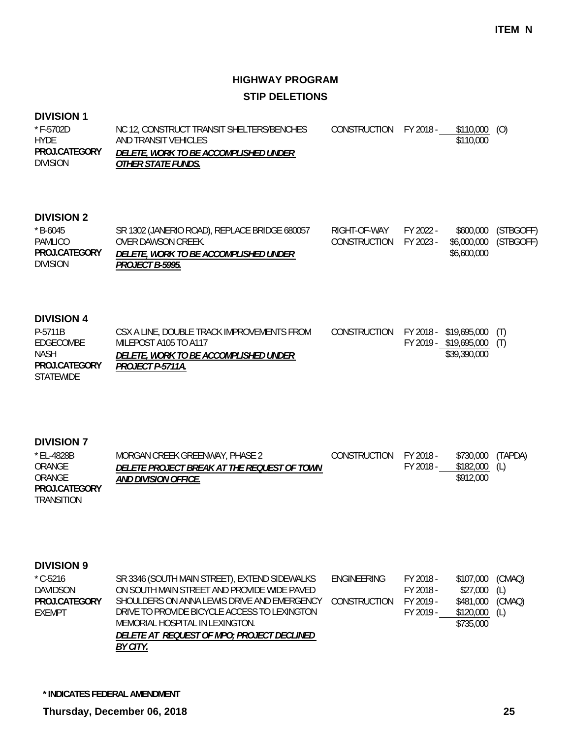**ITEM N**

## HIGHWAY PROGRAM

## STIP DELETIONS

### DIVISION 1

| | | | | | |
|---|---|---|---|---|---|
| * F-5702D<br>HYDE<br>**PROJ.CATEGORY**<br>DIVISION | NC 12, CONSTRUCT TRANSIT SHELTERS/BENCHES AND TRANSIT VEHICLES<br>***DELETE, WORK TO BE ACCOMPLISHED UNDER OTHER STATE FUNDS.*** | CONSTRUCTION | FY 2018 - | $110,000 | (O) |
| | | | | $110,000 | |

### DIVISION 2

| | | | | | |
|---|---|---|---|---|---|
| * B-6045<br>PAMLICO<br>**PROJ.CATEGORY**<br>DIVISION | SR 1302 (JANERIO ROAD), REPLACE BRIDGE 680057 OVER DAWSON CREEK.<br>***DELETE, WORK TO BE ACCOMPLISHED UNDER PROJECT B-5995.*** | RIGHT-OF-WAY | FY 2022 - | $600,000 | (STBGOFF) |
| | | CONSTRUCTION | FY 2023 - | $6,000,000 | (STBGOFF) |
| | | | | $6,600,000 | |

### DIVISION 4

| | | | | | |
|---|---|---|---|---|---|
| P-5711B<br>EDGECOMBE<br>NASH<br>**PROJ.CATEGORY**<br>STATEWIDE | CSX A LINE, DOUBLE TRACK IMPROVEMENTS FROM MILEPOST A105 TO A117<br>***DELETE, WORK TO BE ACCOMPLISHED UNDER PROJECT P-5711A.*** | CONSTRUCTION | FY 2018 - | $19,695,000 | (T) |
| | | | FY 2019 - | $19,695,000 | (T) |
| | | | | $39,390,000 | |

### DIVISION 7

| | | | | | |
|---|---|---|---|---|---|
| * EL-4828B<br>ORANGE<br>ORANGE<br>**PROJ.CATEGORY**<br>TRANSITION | MORGAN CREEK GREENWAY, PHASE 2<br>***DELETE PROJECT BREAK AT THE REQUEST OF TOWN AND DIVISION OFFICE.*** | CONSTRUCTION | FY 2018 - | $730,000 | (TAPDA) |
| | | | FY 2018 - | $182,000 | (L) |
| | | | | $912,000 | |

### DIVISION 9

| | | | | | |
|---|---|---|---|---|---|
| * C-5216<br>DAVIDSON<br>**PROJ.CATEGORY**<br>EXEMPT | SR 3346 (SOUTH MAIN STREET), EXTEND SIDEWALKS ON SOUTH MAIN STREET AND PROVIDE WIDE PAVED SHOULDERS ON ANNA LEWIS DRIVE AND EMERGENCY DRIVE TO PROVIDE BICYCLE ACCESS TO LEXINGTON MEMORIAL HOSPITAL IN LEXINGTON.<br>***DELETE AT REQUEST OF MPO; PROJECT DECLINED BY CITY.*** | ENGINEERING | FY 2018 - | $107,000 | (CMAQ) |
| | | | FY 2018 - | $27,000 | (L) |
| | | CONSTRUCTION | FY 2019 - | $481,000 | (CMAQ) |
| | | | FY 2019 - | $120,000 | (L) |
| | | | | $735,000 | |

**\* INDICATES FEDERAL AMENDMENT**

**Thursday, December 06, 2018**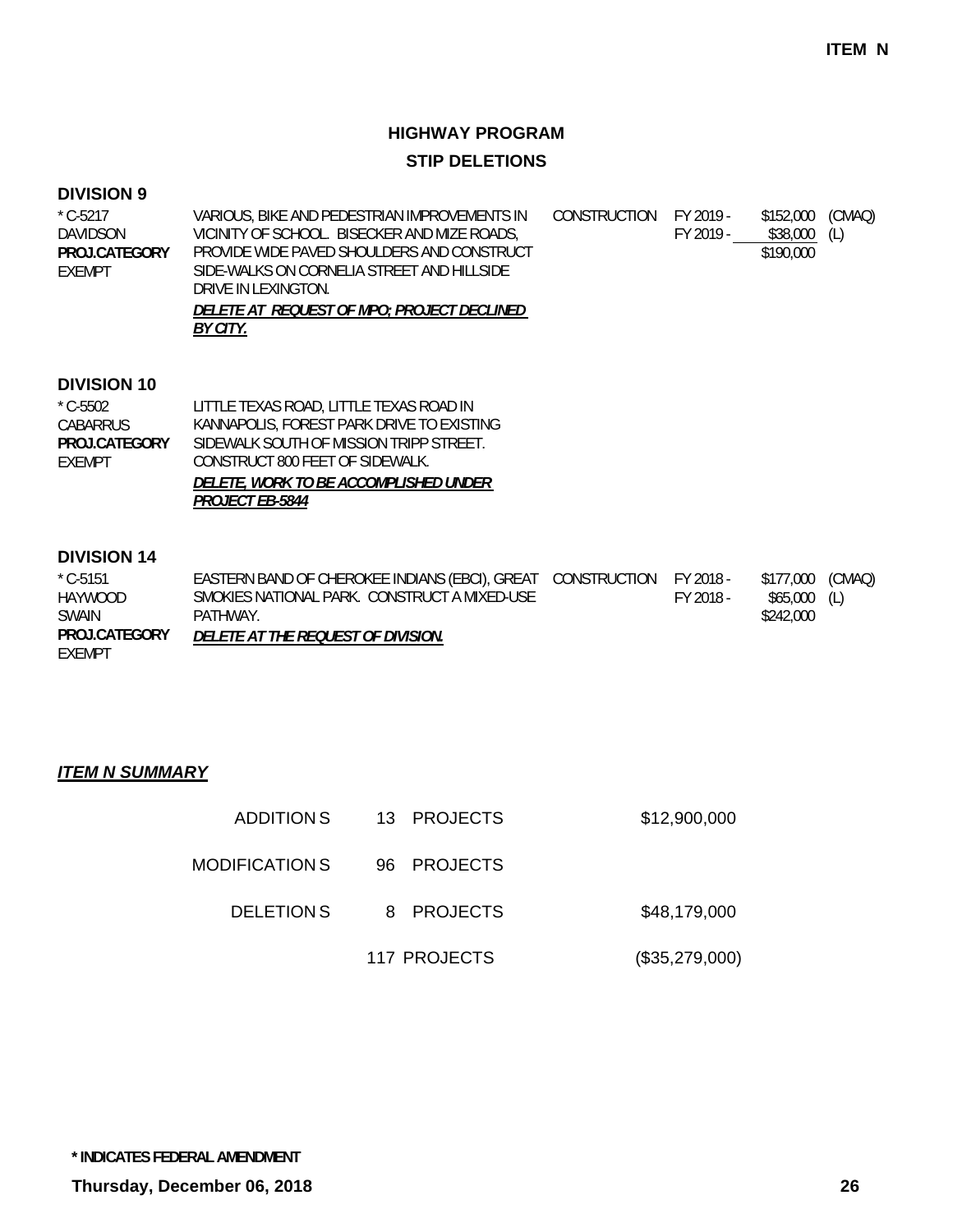**ITEM N**

# HIGHWAY PROGRAM

## STIP DELETIONS

### DIVISION 9

| | | | | | |
|---|---|---|---|---|---|
| * C-5217<br>DAVIDSON<br>**PROJ.CATEGORY**<br>EXEMPT | VARIOUS, BIKE AND PEDESTRIAN IMPROVEMENTS IN VICINITY OF SCHOOL. BISECKER AND MIZE ROADS, PROVIDE WIDE PAVED SHOULDERS AND CONSTRUCT SIDE-WALKS ON CORNELIA STREET AND HILLSIDE DRIVE IN LEXINGTON.<br>***DELETE AT REQUEST OF MPO; PROJECT DECLINED BY CITY.*** | CONSTRUCTION | FY 2019 -<br>FY 2019 - | \$152,000<br>\$38,000<br>\$190,000 | (CMAQ)<br>(L) |

### DIVISION 10

| | |
|---|---|
| * C-5502<br>CABARRUS<br>**PROJ.CATEGORY**<br>EXEMPT | LITTLE TEXAS ROAD, LITTLE TEXAS ROAD IN KANNAPOLIS, FOREST PARK DRIVE TO EXISTING SIDEWALK SOUTH OF MISSION TRIPP STREET. CONSTRUCT 800 FEET OF SIDEWALK.<br>***DELETE, WORK TO BE ACCOMPLISHED UNDER PROJECT EB-5844*** |

### DIVISION 14

| | | | | | |
|---|---|---|---|---|---|
| * C-5151<br>HAYWOOD<br>SWAIN<br>**PROJ.CATEGORY**<br>EXEMPT | EASTERN BAND OF CHEROKEE INDIANS (EBCI), GREAT SMOKIES NATIONAL PARK. CONSTRUCT A MIXED-USE PATHWAY.<br>***DELETE AT THE REQUEST OF DIVISION.*** | CONSTRUCTION | FY 2018 -<br>FY 2018 - | \$177,000<br>\$65,000<br>\$242,000 | (CMAQ)<br>(L) |

***ITEM N SUMMARY***

| | | |
|---|---|---|
| ADDITIONS | 13 PROJECTS | \$12,900,000 |
| MODIFICATIONS | 96 PROJECTS | |
| DELETIONS | 8 PROJECTS | \$48,179,000 |
| | 117 PROJECTS | (\$35,279,000) |

**\* INDICATES FEDERAL AMENDMENT**

**Thursday, December 06, 2018**